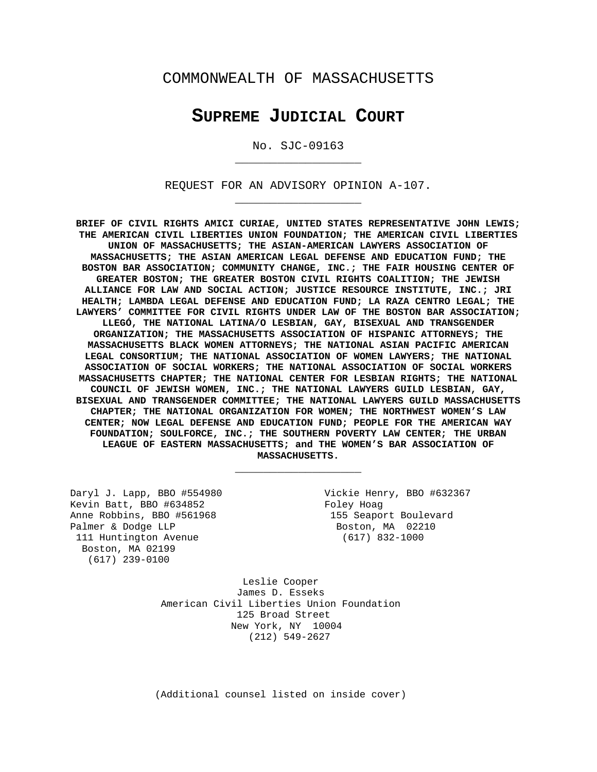COMMONWEALTH OF MASSACHUSETTS

# SUPREME JUDICIAL COURT

No. SJC-09163

---

REQUEST FOR AN ADVISORY OPINION A-107.

---

**BRIEF OF CIVIL RIGHTS AMICI CURIAE, UNITED STATES REPRESENTATIVE JOHN LEWIS; THE AMERICAN CIVIL LIBERTIES UNION FOUNDATION; THE AMERICAN CIVIL LIBERTIES UNION OF MASSACHUSETTS; THE ASIAN-AMERICAN LAWYERS ASSOCIATION OF MASSACHUSETTS; THE ASIAN AMERICAN LEGAL DEFENSE AND EDUCATION FUND; THE BOSTON BAR ASSOCIATION; COMMUNITY CHANGE, INC.; THE FAIR HOUSING CENTER OF GREATER BOSTON; THE GREATER BOSTON CIVIL RIGHTS COALITION; THE JEWISH ALLIANCE FOR LAW AND SOCIAL ACTION; JUSTICE RESOURCE INSTITUTE, INC.; JRI HEALTH; LAMBDA LEGAL DEFENSE AND EDUCATION FUND; LA RAZA CENTRO LEGAL; THE LAWYERS' COMMITTEE FOR CIVIL RIGHTS UNDER LAW OF THE BOSTON BAR ASSOCIATION; LLEGÓ, THE NATIONAL LATINA/O LESBIAN, GAY, BISEXUAL AND TRANSGENDER ORGANIZATION; THE MASSACHUSETTS ASSOCIATION OF HISPANIC ATTORNEYS; THE MASSACHUSETTS BLACK WOMEN ATTORNEYS; THE NATIONAL ASIAN PACIFIC AMERICAN LEGAL CONSORTIUM; THE NATIONAL ASSOCIATION OF WOMEN LAWYERS; THE NATIONAL ASSOCIATION OF SOCIAL WORKERS; THE NATIONAL ASSOCIATION OF SOCIAL WORKERS MASSACHUSETTS CHAPTER; THE NATIONAL CENTER FOR LESBIAN RIGHTS; THE NATIONAL COUNCIL OF JEWISH WOMEN, INC.; THE NATIONAL LAWYERS GUILD LESBIAN, GAY, BISEXUAL AND TRANSGENDER COMMITTEE; THE NATIONAL LAWYERS GUILD MASSACHUSETTS CHAPTER; THE NATIONAL ORGANIZATION FOR WOMEN; THE NORTHWEST WOMEN'S LAW CENTER; NOW LEGAL DEFENSE AND EDUCATION FUND; PEOPLE FOR THE AMERICAN WAY FOUNDATION; SOULFORCE, INC.; THE SOUTHERN POVERTY LAW CENTER; THE URBAN LEAGUE OF EASTERN MASSACHUSETTS; and THE WOMEN'S BAR ASSOCIATION OF MASSACHUSETTS.**

---

Daryl J. Lapp, BBO #554980
Kevin Batt, BBO #634852
Anne Robbins, BBO #561968
Palmer & Dodge LLP
111 Huntington Avenue
Boston, MA 02199
(617) 239-0100

Vickie Henry, BBO #632367
Foley Hoag
155 Seaport Boulevard
Boston, MA 02210
(617) 832-1000

Leslie Cooper
James D. Esseks
American Civil Liberties Union Foundation
125 Broad Street
New York, NY 10004
(212) 549-2627

(Additional counsel listed on inside cover)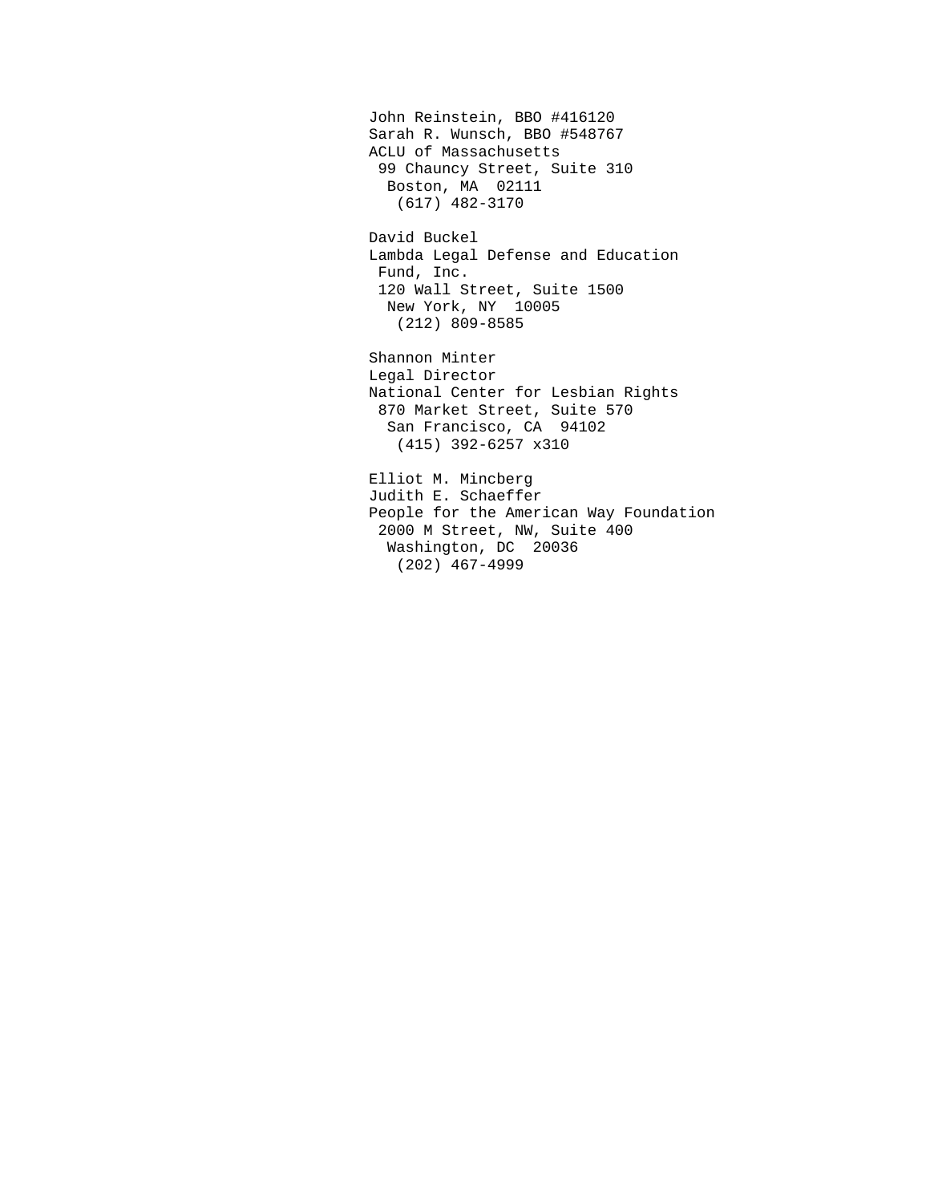John Reinstein, BBO #416120
Sarah R. Wunsch, BBO #548767
ACLU of Massachusetts
99 Chauncy Street, Suite 310
Boston, MA 02111
(617) 482-3170

David Buckel
Lambda Legal Defense and Education
Fund, Inc.
120 Wall Street, Suite 1500
New York, NY 10005
(212) 809-8585

Shannon Minter
Legal Director
National Center for Lesbian Rights
870 Market Street, Suite 570
San Francisco, CA 94102
(415) 392-6257 x310

Elliot M. Mincberg
Judith E. Schaeffer
People for the American Way Foundation
2000 M Street, NW, Suite 400
Washington, DC 20036
(202) 467-4999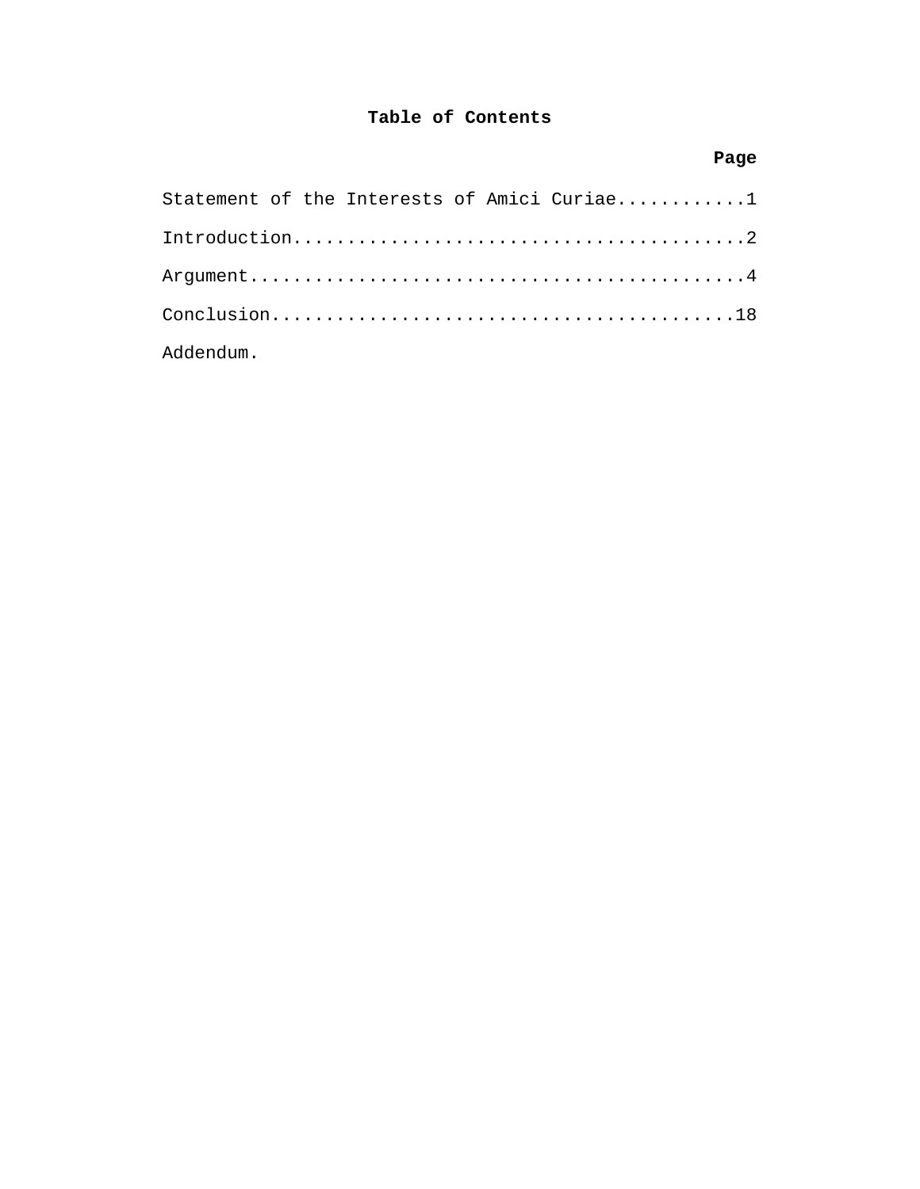# Table of Contents

| | Page |
|---|---|
| Statement of the Interests of Amici Curiae | 1 |
| Introduction | 2 |
| Argument | 4 |
| Conclusion | 18 |
| Addendum. | |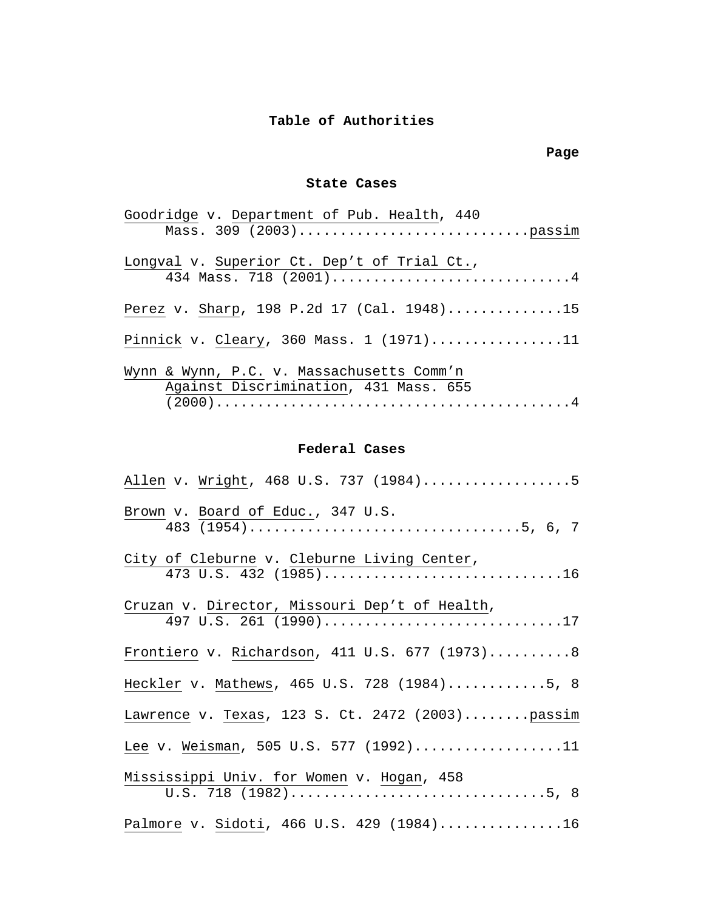# Table of Authorities

**Page**

### State Cases

Goodridge v. Department of Pub. Health, 440 Mass. 309 (2003)...........................passim

Longval v. Superior Ct. Dep't of Trial Ct., 434 Mass. 718 (2001).............................4

Perez v. Sharp, 198 P.2d 17 (Cal. 1948)..............15

Pinnick v. Cleary, 360 Mass. 1 (1971)................11

Wynn & Wynn, P.C. v. Massachusetts Comm'n Against Discrimination, 431 Mass. 655 (2000)..........................................4

### Federal Cases

Allen v. Wright, 468 U.S. 737 (1984)..................5

Brown v. Board of Educ., 347 U.S. 483 (1954)................................5, 6, 7

City of Cleburne v. Cleburne Living Center, 473 U.S. 432 (1985).............................16

Cruzan v. Director, Missouri Dep't of Health, 497 U.S. 261 (1990).............................17

Frontiero v. Richardson, 411 U.S. 677 (1973)..........8

Heckler v. Mathews, 465 U.S. 728 (1984)............5, 8

Lawrence v. Texas, 123 S. Ct. 2472 (2003)........passim

Lee v. Weisman, 505 U.S. 577 (1992)..................11

Mississippi Univ. for Women v. Hogan, 458 U.S. 718 (1982)..............................5, 8

Palmore v. Sidoti, 466 U.S. 429 (1984)...............16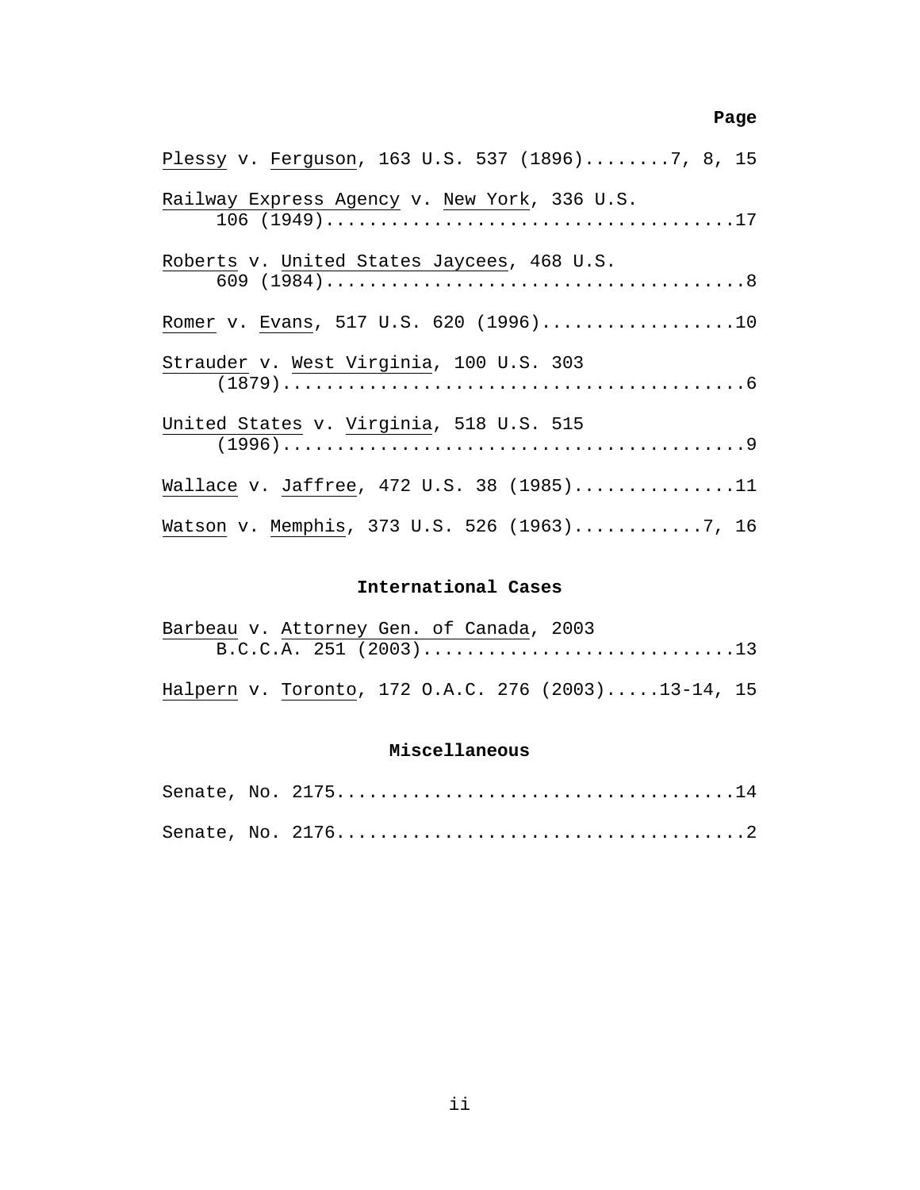**Page**

<u>Plessy</u> v. <u>Ferguson</u>, 163 U.S. 537 (1896)........7, 8, 15

<u>Railway Express Agency</u> v. <u>New York</u>, 336 U.S. 106 (1949)......................................17

<u>Roberts</u> v. <u>United States Jaycees</u>, 468 U.S. 609 (1984).......................................8

<u>Romer</u> v. <u>Evans</u>, 517 U.S. 620 (1996)..................10

<u>Strauder</u> v. <u>West Virginia</u>, 100 U.S. 303 (1879)...........................................6

<u>United States</u> v. <u>Virginia</u>, 518 U.S. 515 (1996)...........................................9

<u>Wallace</u> v. <u>Jaffree</u>, 472 U.S. 38 (1985)...............11

<u>Watson</u> v. <u>Memphis</u>, 373 U.S. 526 (1963)............7, 16

### International Cases

<u>Barbeau</u> v. <u>Attorney Gen. of Canada</u>, 2003 B.C.C.A. 251 (2003).............................13

<u>Halpern</u> v. <u>Toronto</u>, 172 O.A.C. 276 (2003).....13-14, 15

### Miscellaneous

Senate, No. 2175.....................................14

Senate, No. 2176......................................2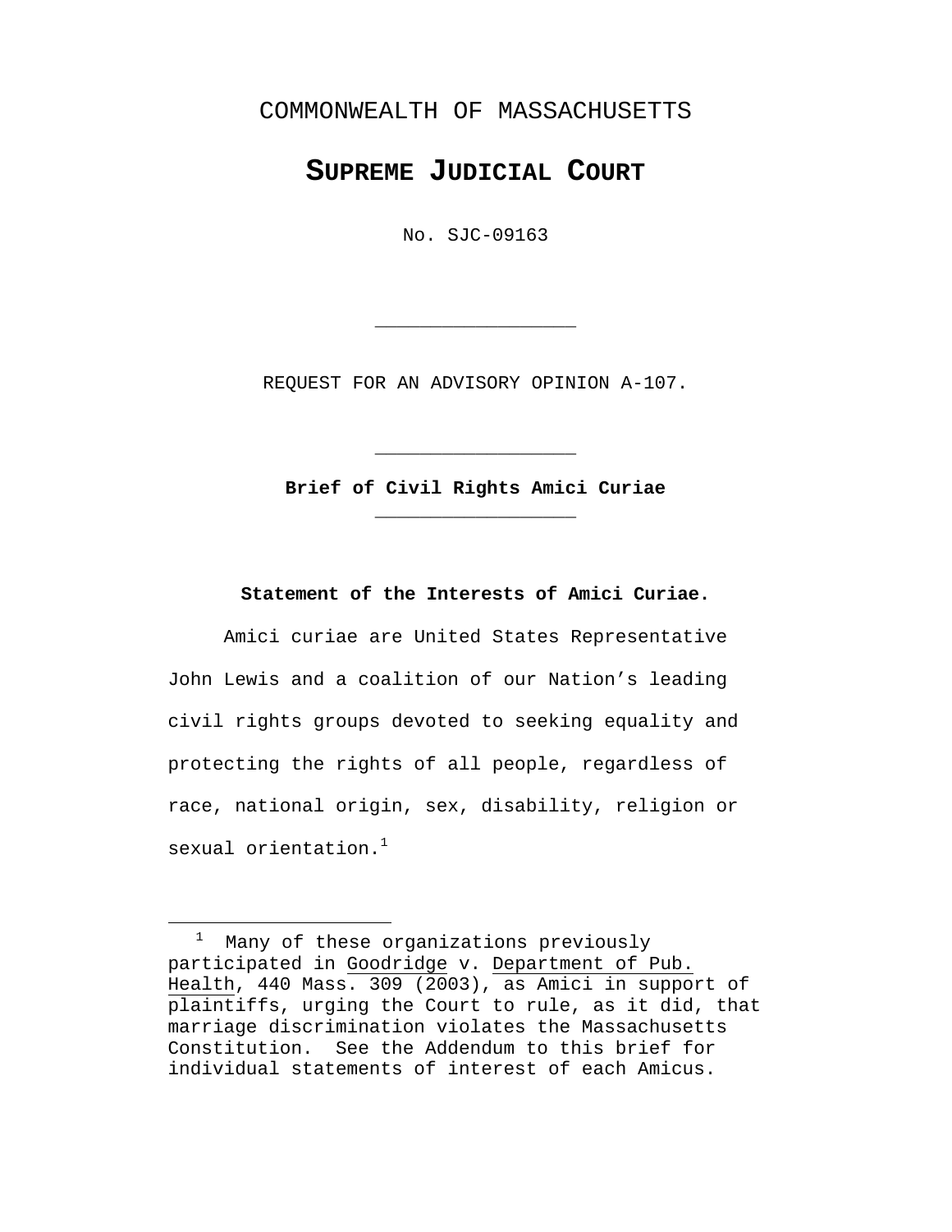COMMONWEALTH OF MASSACHUSETTS

# SUPREME JUDICIAL COURT

No. SJC-09163

---

REQUEST FOR AN ADVISORY OPINION A-107.

---

**Brief of Civil Rights Amici Curiae**

---

**Statement of the Interests of Amici Curiae.**

Amici curiae are United States Representative John Lewis and a coalition of our Nation's leading civil rights groups devoted to seeking equality and protecting the rights of all people, regardless of race, national origin, sex, disability, religion or sexual orientation.[1]

---

[1] Many of these organizations previously participated in Goodridge v. Department of Pub. Health, 440 Mass. 309 (2003), as Amici in support of plaintiffs, urging the Court to rule, as it did, that marriage discrimination violates the Massachusetts Constitution. See the Addendum to this brief for individual statements of interest of each Amicus.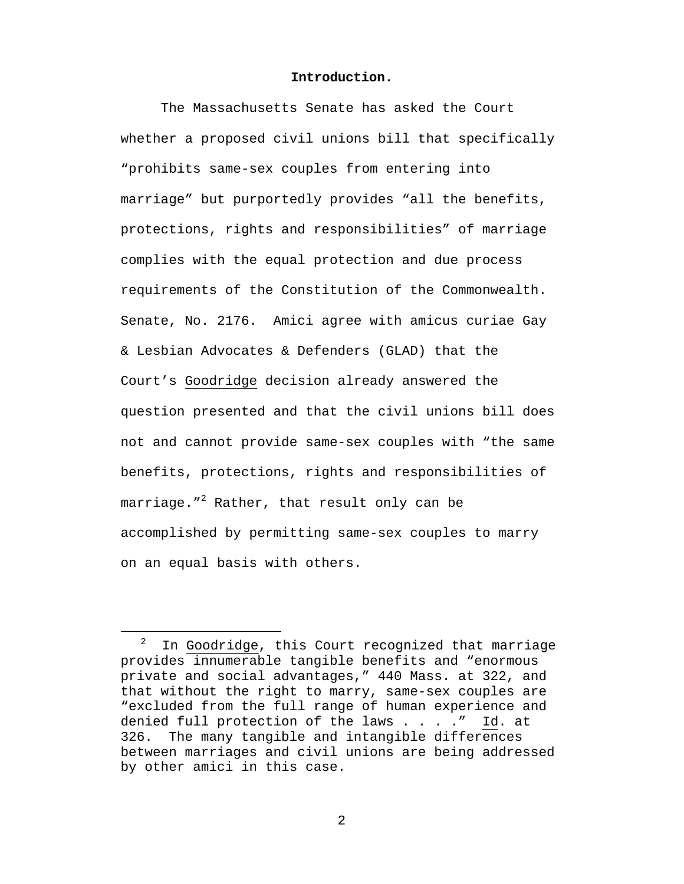**Introduction.**

The Massachusetts Senate has asked the Court whether a proposed civil unions bill that specifically "prohibits same-sex couples from entering into marriage" but purportedly provides "all the benefits, protections, rights and responsibilities" of marriage complies with the equal protection and due process requirements of the Constitution of the Commonwealth. Senate, No. 2176. Amici agree with amicus curiae Gay & Lesbian Advocates & Defenders (GLAD) that the Court's Goodridge decision already answered the question presented and that the civil unions bill does not and cannot provide same-sex couples with "the same benefits, protections, rights and responsibilities of marriage."[2] Rather, that result only can be accomplished by permitting same-sex couples to marry on an equal basis with others.

---

[2] In Goodridge, this Court recognized that marriage provides innumerable tangible benefits and "enormous private and social advantages," 440 Mass. at 322, and that without the right to marry, same-sex couples are "excluded from the full range of human experience and denied full protection of the laws . . . ." Id. at 326. The many tangible and intangible differences between marriages and civil unions are being addressed by other amici in this case.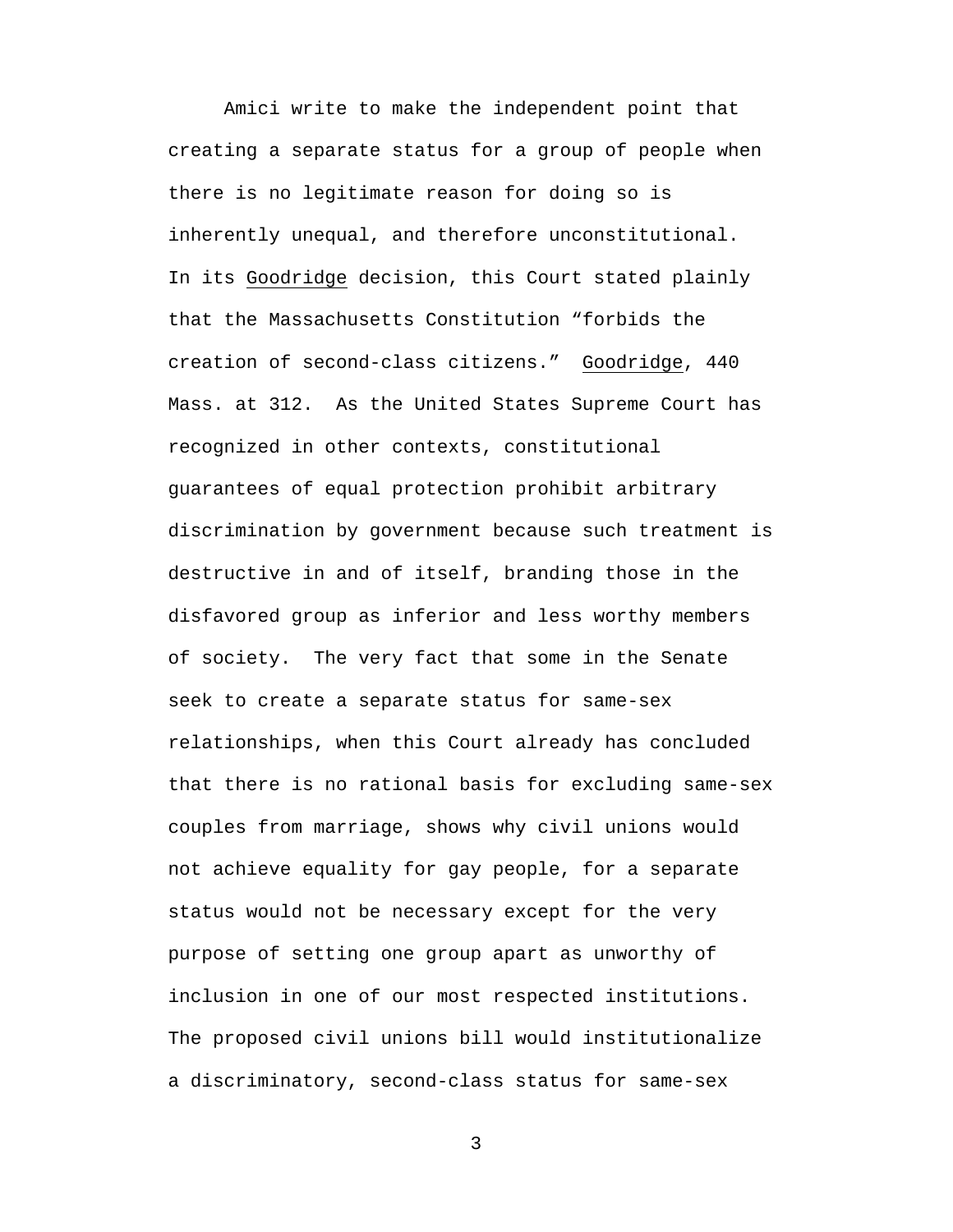Amici write to make the independent point that creating a separate status for a group of people when there is no legitimate reason for doing so is inherently unequal, and therefore unconstitutional. In its Goodridge decision, this Court stated plainly that the Massachusetts Constitution "forbids the creation of second-class citizens." Goodridge, 440 Mass. at 312. As the United States Supreme Court has recognized in other contexts, constitutional guarantees of equal protection prohibit arbitrary discrimination by government because such treatment is destructive in and of itself, branding those in the disfavored group as inferior and less worthy members of society. The very fact that some in the Senate seek to create a separate status for same-sex relationships, when this Court already has concluded that there is no rational basis for excluding same-sex couples from marriage, shows why civil unions would not achieve equality for gay people, for a separate status would not be necessary except for the very purpose of setting one group apart as unworthy of inclusion in one of our most respected institutions. The proposed civil unions bill would institutionalize a discriminatory, second-class status for same-sex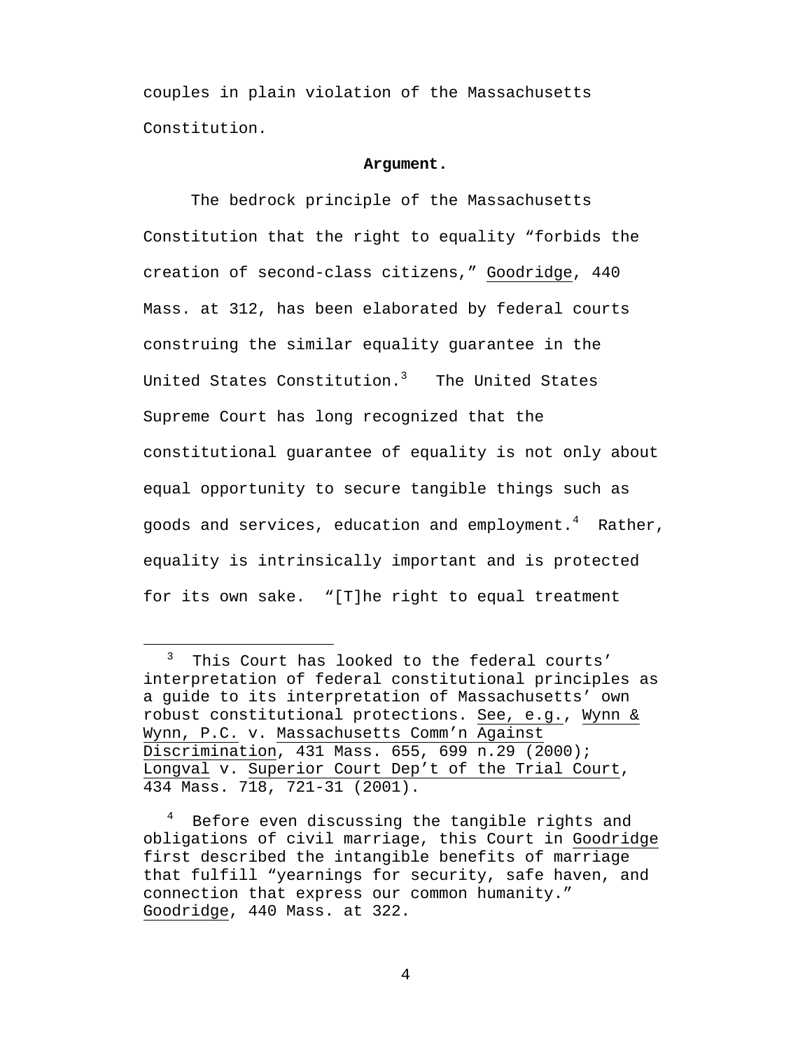couples in plain violation of the Massachusetts Constitution.

**Argument.**

The bedrock principle of the Massachusetts Constitution that the right to equality “forbids the creation of second-class citizens,” Goodridge, 440 Mass. at 312, has been elaborated by federal courts construing the similar equality guarantee in the United States Constitution.[3] The United States Supreme Court has long recognized that the constitutional guarantee of equality is not only about equal opportunity to secure tangible things such as goods and services, education and employment.[4] Rather, equality is intrinsically important and is protected for its own sake. “[T]he right to equal treatment

---

[3] This Court has looked to the federal courts’ interpretation of federal constitutional principles as a guide to its interpretation of Massachusetts’ own robust constitutional protections. See, e.g., Wynn & Wynn, P.C. v. Massachusetts Comm’n Against Discrimination, 431 Mass. 655, 699 n.29 (2000); Longval v. Superior Court Dep’t of the Trial Court, 434 Mass. 718, 721-31 (2001).

[4] Before even discussing the tangible rights and obligations of civil marriage, this Court in Goodridge first described the intangible benefits of marriage that fulfill “yearnings for security, safe haven, and connection that express our common humanity.” Goodridge, 440 Mass. at 322.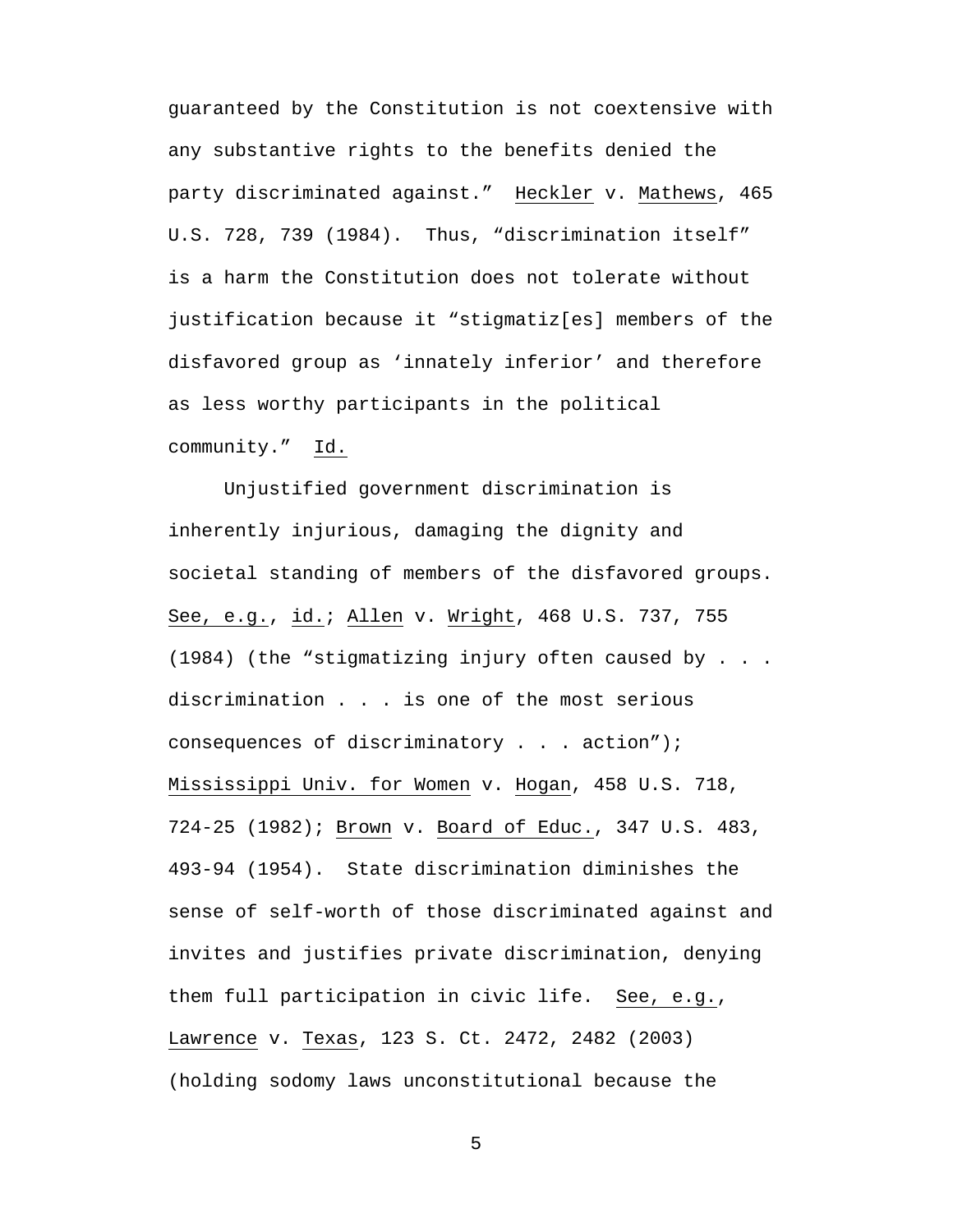guaranteed by the Constitution is not coextensive with any substantive rights to the benefits denied the party discriminated against." Heckler v. Mathews, 465 U.S. 728, 739 (1984). Thus, "discrimination itself" is a harm the Constitution does not tolerate without justification because it "stigmatiz[es] members of the disfavored group as 'innately inferior' and therefore as less worthy participants in the political community." Id.

Unjustified government discrimination is inherently injurious, damaging the dignity and societal standing of members of the disfavored groups. See, e.g., id.; Allen v. Wright, 468 U.S. 737, 755 (1984) (the "stigmatizing injury often caused by . . . discrimination . . . is one of the most serious consequences of discriminatory . . . action"); Mississippi Univ. for Women v. Hogan, 458 U.S. 718, 724-25 (1982); Brown v. Board of Educ., 347 U.S. 483, 493-94 (1954). State discrimination diminishes the sense of self-worth of those discriminated against and invites and justifies private discrimination, denying them full participation in civic life. See, e.g., Lawrence v. Texas, 123 S. Ct. 2472, 2482 (2003) (holding sodomy laws unconstitutional because the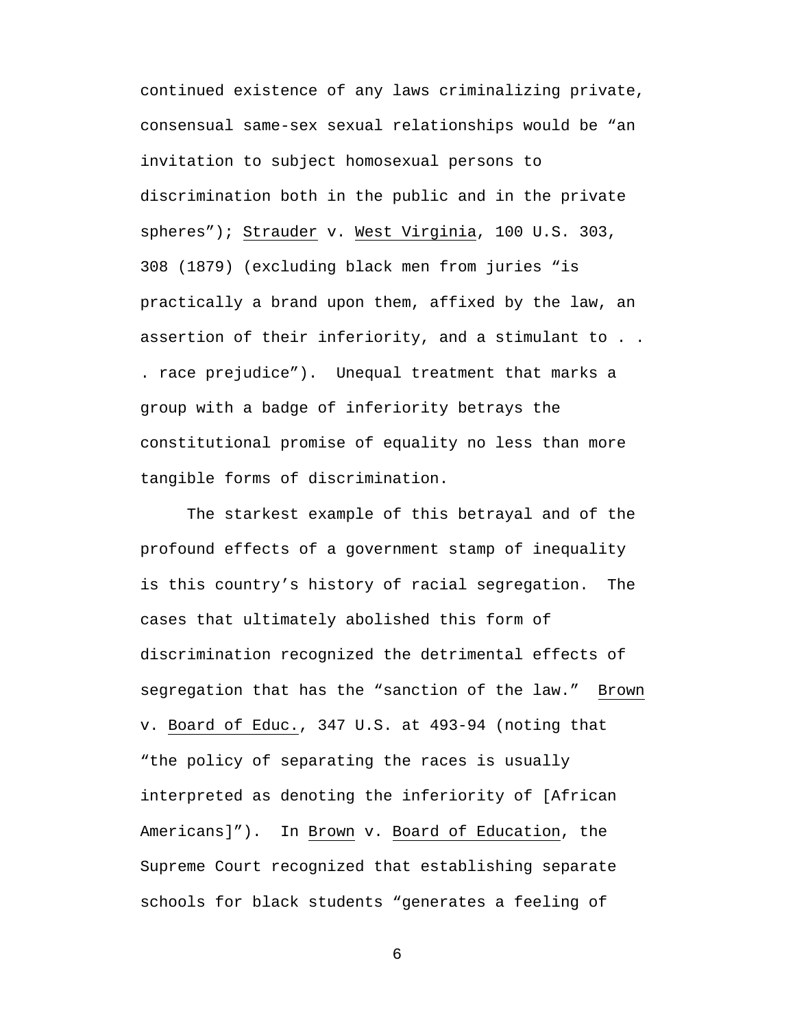continued existence of any laws criminalizing private, consensual same-sex sexual relationships would be "an invitation to subject homosexual persons to discrimination both in the public and in the private spheres"); Strauder v. West Virginia, 100 U.S. 303, 308 (1879) (excluding black men from juries "is practically a brand upon them, affixed by the law, an assertion of their inferiority, and a stimulant to . . . race prejudice"). Unequal treatment that marks a group with a badge of inferiority betrays the constitutional promise of equality no less than more tangible forms of discrimination.

The starkest example of this betrayal and of the profound effects of a government stamp of inequality is this country's history of racial segregation. The cases that ultimately abolished this form of discrimination recognized the detrimental effects of segregation that has the "sanction of the law." Brown v. Board of Educ., 347 U.S. at 493-94 (noting that "the policy of separating the races is usually interpreted as denoting the inferiority of [African Americans]"). In Brown v. Board of Education, the Supreme Court recognized that establishing separate schools for black students "generates a feeling of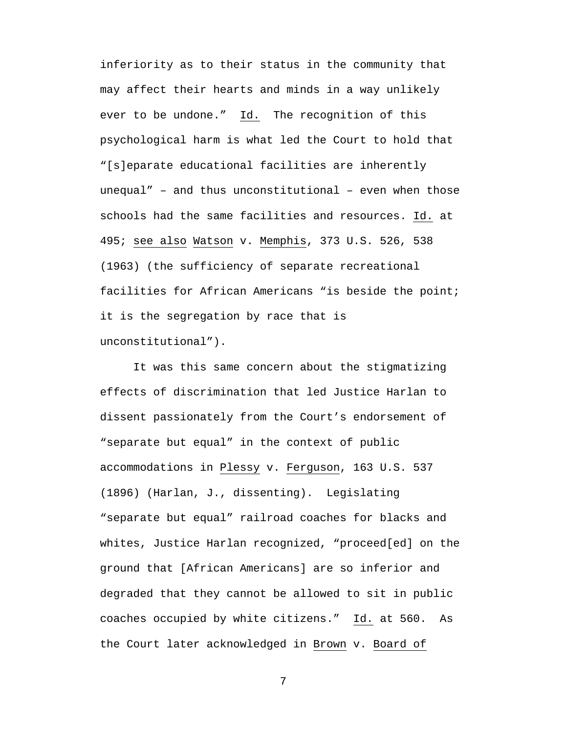inferiority as to their status in the community that may affect their hearts and minds in a way unlikely ever to be undone." Id. The recognition of this psychological harm is what led the Court to hold that "[s]eparate educational facilities are inherently unequal" – and thus unconstitutional – even when those schools had the same facilities and resources. Id. at 495; see also Watson v. Memphis, 373 U.S. 526, 538 (1963) (the sufficiency of separate recreational facilities for African Americans "is beside the point; it is the segregation by race that is unconstitutional").

It was this same concern about the stigmatizing effects of discrimination that led Justice Harlan to dissent passionately from the Court's endorsement of "separate but equal" in the context of public accommodations in Plessy v. Ferguson, 163 U.S. 537 (1896) (Harlan, J., dissenting). Legislating "separate but equal" railroad coaches for blacks and whites, Justice Harlan recognized, "proceed[ed] on the ground that [African Americans] are so inferior and degraded that they cannot be allowed to sit in public coaches occupied by white citizens." Id. at 560. As the Court later acknowledged in Brown v. Board of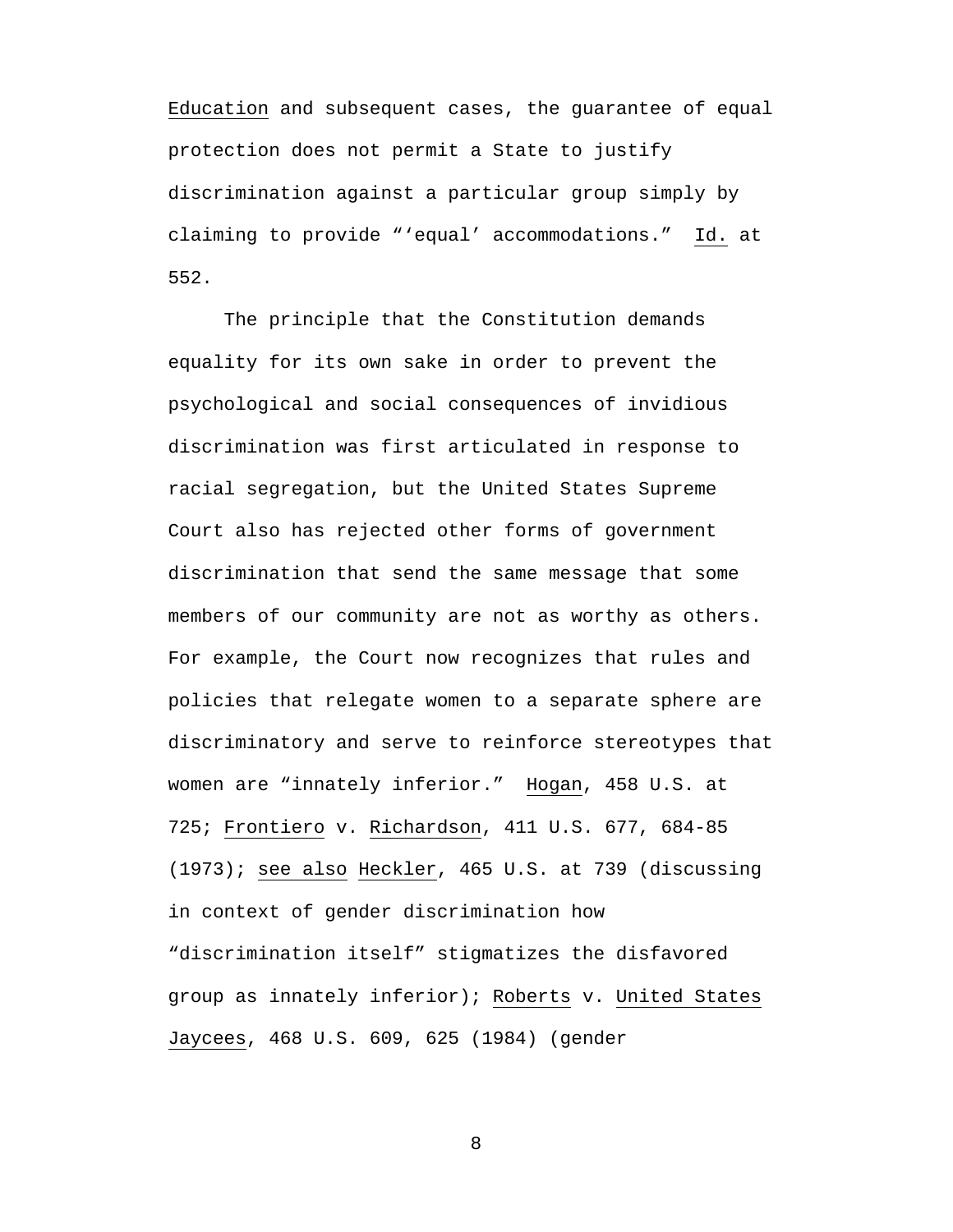Education and subsequent cases, the guarantee of equal protection does not permit a State to justify discrimination against a particular group simply by claiming to provide "'equal' accommodations." Id. at 552.

The principle that the Constitution demands equality for its own sake in order to prevent the psychological and social consequences of invidious discrimination was first articulated in response to racial segregation, but the United States Supreme Court also has rejected other forms of government discrimination that send the same message that some members of our community are not as worthy as others. For example, the Court now recognizes that rules and policies that relegate women to a separate sphere are discriminatory and serve to reinforce stereotypes that women are "innately inferior." Hogan, 458 U.S. at 725; Frontiero v. Richardson, 411 U.S. 677, 684-85 (1973); see also Heckler, 465 U.S. at 739 (discussing in context of gender discrimination how "discrimination itself" stigmatizes the disfavored group as innately inferior); Roberts v. United States Jaycees, 468 U.S. 609, 625 (1984) (gender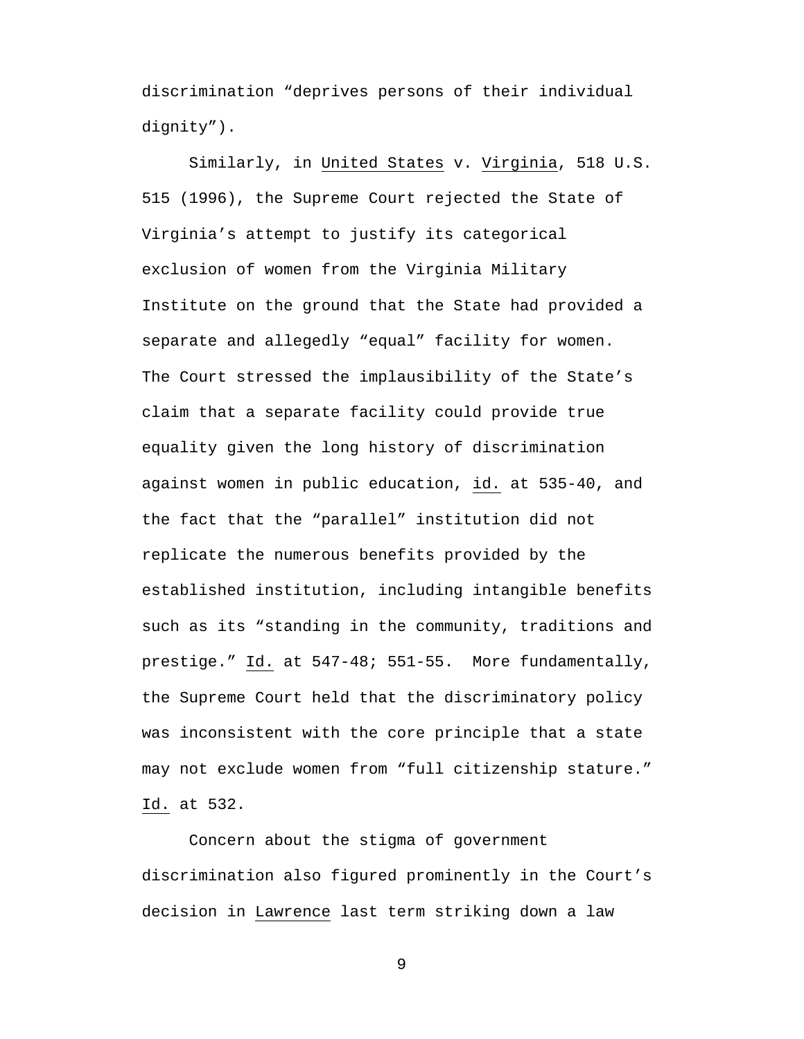discrimination "deprives persons of their individual dignity").

Similarly, in United States v. Virginia, 518 U.S. 515 (1996), the Supreme Court rejected the State of Virginia's attempt to justify its categorical exclusion of women from the Virginia Military Institute on the ground that the State had provided a separate and allegedly "equal" facility for women. The Court stressed the implausibility of the State's claim that a separate facility could provide true equality given the long history of discrimination against women in public education, id. at 535-40, and the fact that the "parallel" institution did not replicate the numerous benefits provided by the established institution, including intangible benefits such as its "standing in the community, traditions and prestige." Id. at 547-48; 551-55. More fundamentally, the Supreme Court held that the discriminatory policy was inconsistent with the core principle that a state may not exclude women from "full citizenship stature." Id. at 532.

Concern about the stigma of government discrimination also figured prominently in the Court's decision in Lawrence last term striking down a law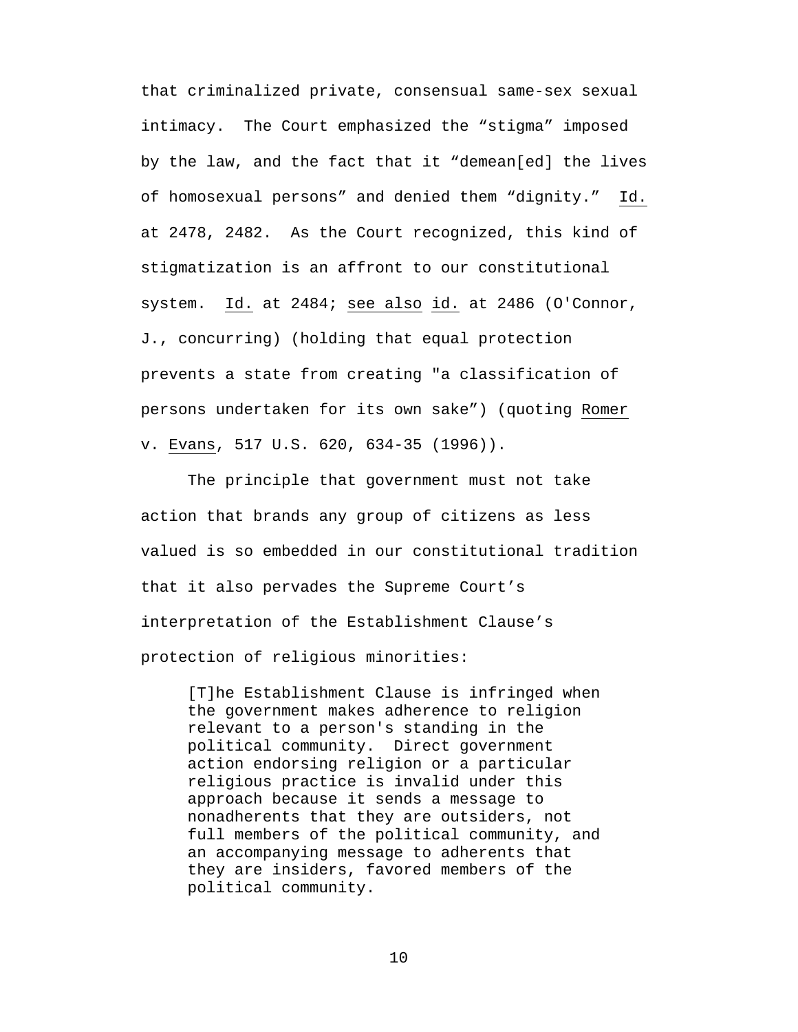that criminalized private, consensual same-sex sexual intimacy. The Court emphasized the "stigma" imposed by the law, and the fact that it "demean[ed] the lives of homosexual persons" and denied them "dignity." Id. at 2478, 2482. As the Court recognized, this kind of stigmatization is an affront to our constitutional system. Id. at 2484; see also id. at 2486 (O'Connor, J., concurring) (holding that equal protection prevents a state from creating "a classification of persons undertaken for its own sake") (quoting Romer v. Evans, 517 U.S. 620, 634-35 (1996)).

The principle that government must not take action that brands any group of citizens as less valued is so embedded in our constitutional tradition that it also pervades the Supreme Court's interpretation of the Establishment Clause's protection of religious minorities:

> [T]he Establishment Clause is infringed when the government makes adherence to religion relevant to a person's standing in the political community. Direct government action endorsing religion or a particular religious practice is invalid under this approach because it sends a message to nonadherents that they are outsiders, not full members of the political community, and an accompanying message to adherents that they are insiders, favored members of the political community.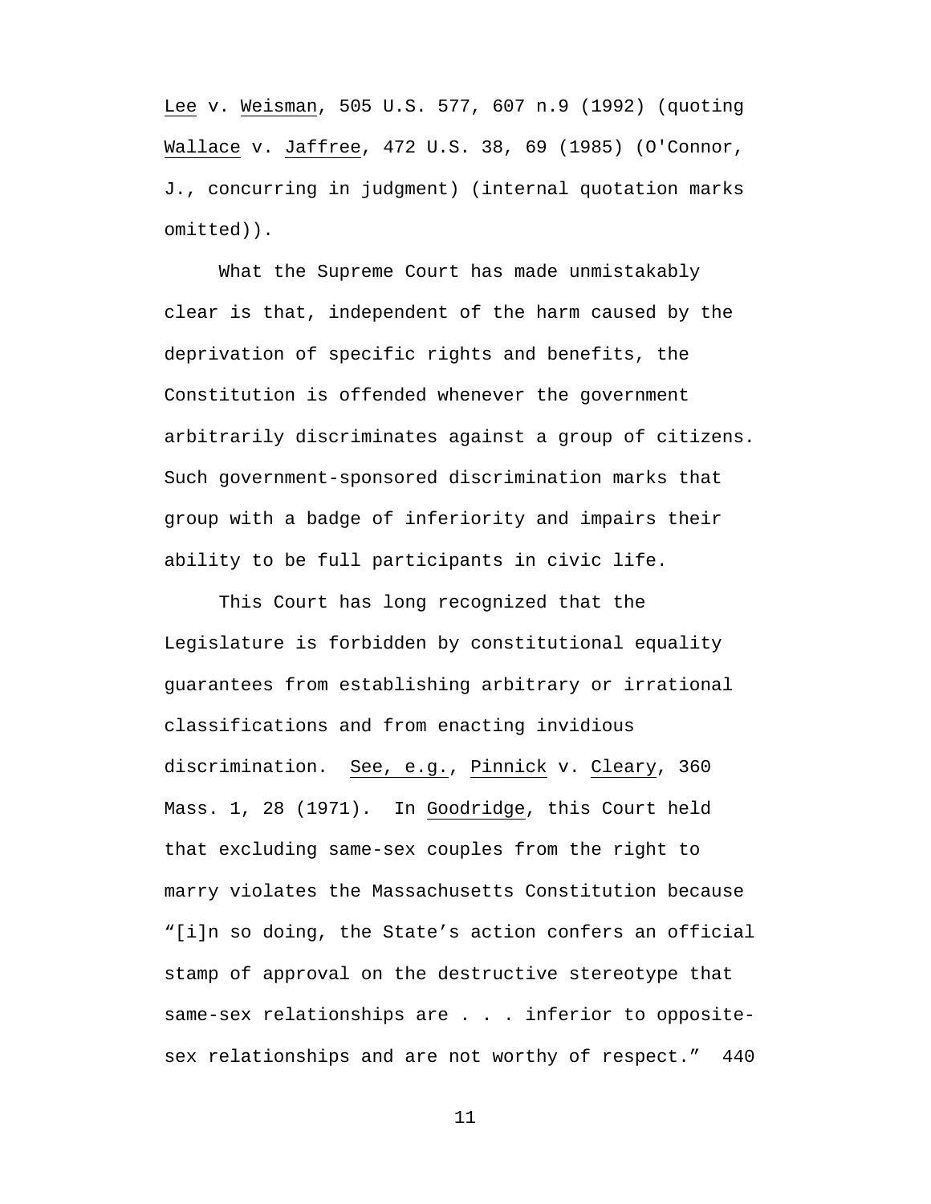Lee v. Weisman, 505 U.S. 577, 607 n.9 (1992) (quoting Wallace v. Jaffree, 472 U.S. 38, 69 (1985) (O'Connor, J., concurring in judgment) (internal quotation marks omitted)).

What the Supreme Court has made unmistakably clear is that, independent of the harm caused by the deprivation of specific rights and benefits, the Constitution is offended whenever the government arbitrarily discriminates against a group of citizens. Such government-sponsored discrimination marks that group with a badge of inferiority and impairs their ability to be full participants in civic life.

This Court has long recognized that the Legislature is forbidden by constitutional equality guarantees from establishing arbitrary or irrational classifications and from enacting invidious discrimination. See, e.g., Pinnick v. Cleary, 360 Mass. 1, 28 (1971). In Goodridge, this Court held that excluding same-sex couples from the right to marry violates the Massachusetts Constitution because "[i]n so doing, the State's action confers an official stamp of approval on the destructive stereotype that same-sex relationships are . . . inferior to opposite-sex relationships and are not worthy of respect." 440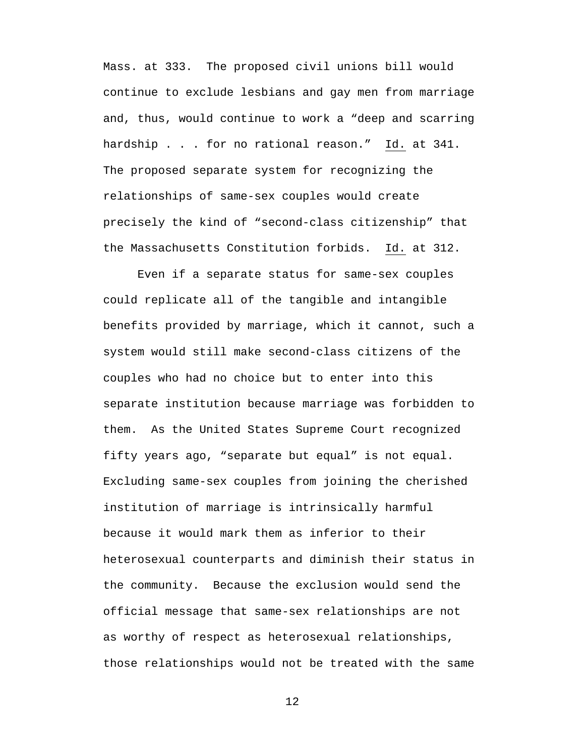Mass. at 333. The proposed civil unions bill would continue to exclude lesbians and gay men from marriage and, thus, would continue to work a “deep and scarring hardship . . . for no rational reason.” Id. at 341. The proposed separate system for recognizing the relationships of same-sex couples would create precisely the kind of “second-class citizenship” that the Massachusetts Constitution forbids. Id. at 312.

Even if a separate status for same-sex couples could replicate all of the tangible and intangible benefits provided by marriage, which it cannot, such a system would still make second-class citizens of the couples who had no choice but to enter into this separate institution because marriage was forbidden to them. As the United States Supreme Court recognized fifty years ago, “separate but equal” is not equal. Excluding same-sex couples from joining the cherished institution of marriage is intrinsically harmful because it would mark them as inferior to their heterosexual counterparts and diminish their status in the community. Because the exclusion would send the official message that same-sex relationships are not as worthy of respect as heterosexual relationships, those relationships would not be treated with the same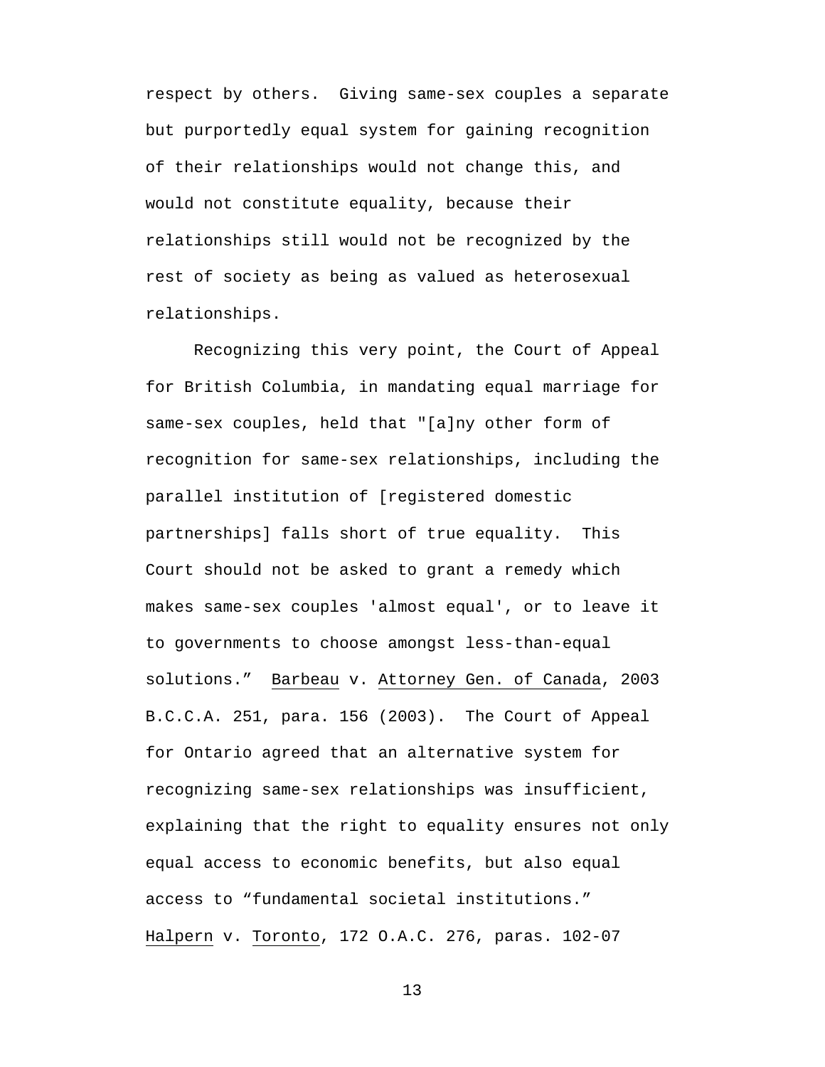respect by others. Giving same-sex couples a separate but purportedly equal system for gaining recognition of their relationships would not change this, and would not constitute equality, because their relationships still would not be recognized by the rest of society as being as valued as heterosexual relationships.

Recognizing this very point, the Court of Appeal for British Columbia, in mandating equal marriage for same-sex couples, held that "[a]ny other form of recognition for same-sex relationships, including the parallel institution of [registered domestic partnerships] falls short of true equality. This Court should not be asked to grant a remedy which makes same-sex couples 'almost equal', or to leave it to governments to choose amongst less-than-equal solutions." Barbeau v. Attorney Gen. of Canada, 2003 B.C.C.A. 251, para. 156 (2003). The Court of Appeal for Ontario agreed that an alternative system for recognizing same-sex relationships was insufficient, explaining that the right to equality ensures not only equal access to economic benefits, but also equal access to "fundamental societal institutions." Halpern v. Toronto, 172 O.A.C. 276, paras. 102-07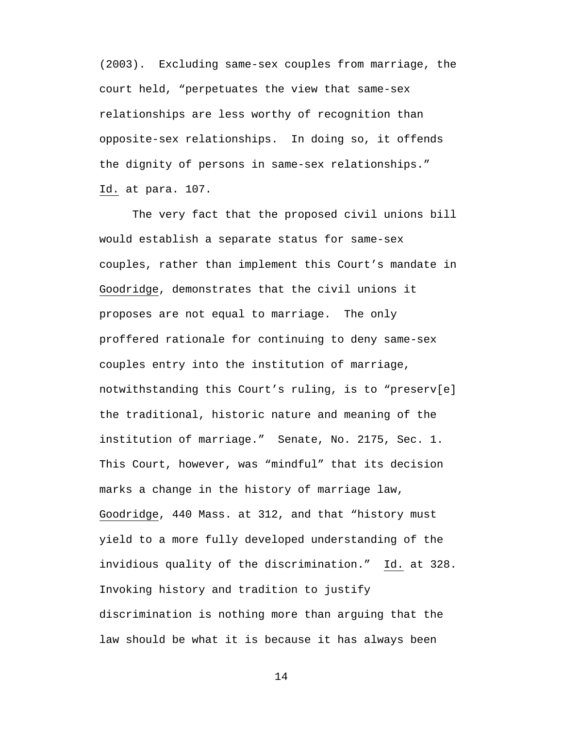(2003). Excluding same-sex couples from marriage, the court held, "perpetuates the view that same-sex relationships are less worthy of recognition than opposite-sex relationships. In doing so, it offends the dignity of persons in same-sex relationships." Id. at para. 107.

The very fact that the proposed civil unions bill would establish a separate status for same-sex couples, rather than implement this Court's mandate in Goodridge, demonstrates that the civil unions it proposes are not equal to marriage. The only proffered rationale for continuing to deny same-sex couples entry into the institution of marriage, notwithstanding this Court's ruling, is to "preserv[e] the traditional, historic nature and meaning of the institution of marriage." Senate, No. 2175, Sec. 1. This Court, however, was "mindful" that its decision marks a change in the history of marriage law, Goodridge, 440 Mass. at 312, and that "history must yield to a more fully developed understanding of the invidious quality of the discrimination." Id. at 328. Invoking history and tradition to justify discrimination is nothing more than arguing that the law should be what it is because it has always been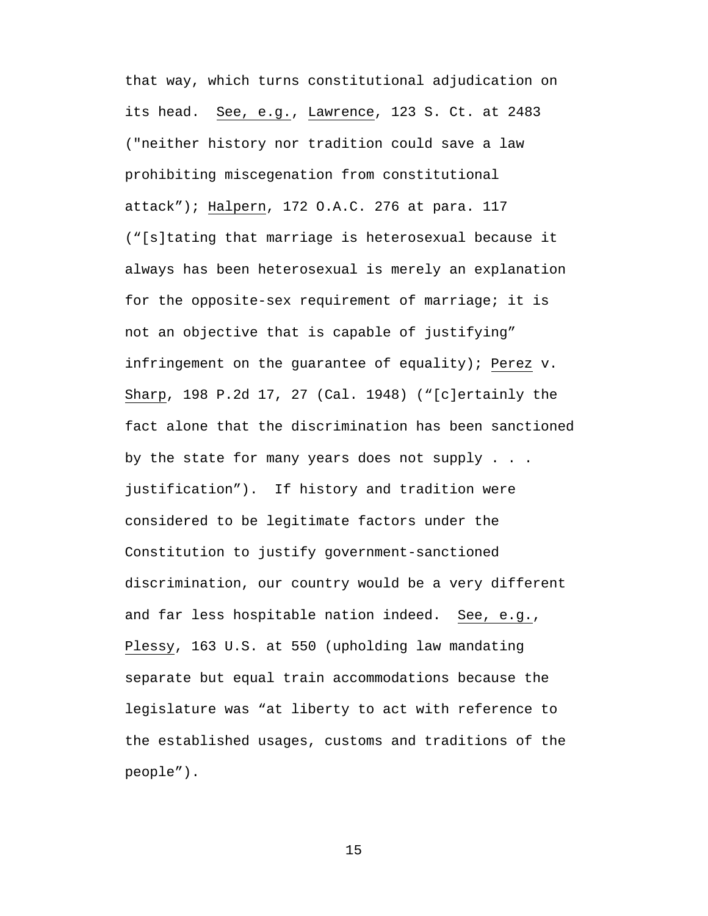that way, which turns constitutional adjudication on its head. See, e.g., Lawrence, 123 S. Ct. at 2483 ("neither history nor tradition could save a law prohibiting miscegenation from constitutional attack"); Halpern, 172 O.A.C. 276 at para. 117 ("[s]tating that marriage is heterosexual because it always has been heterosexual is merely an explanation for the opposite-sex requirement of marriage; it is not an objective that is capable of justifying" infringement on the guarantee of equality); Perez v. Sharp, 198 P.2d 17, 27 (Cal. 1948) ("[c]ertainly the fact alone that the discrimination has been sanctioned by the state for many years does not supply . . . justification"). If history and tradition were considered to be legitimate factors under the Constitution to justify government-sanctioned discrimination, our country would be a very different and far less hospitable nation indeed. See, e.g., Plessy, 163 U.S. at 550 (upholding law mandating separate but equal train accommodations because the legislature was "at liberty to act with reference to the established usages, customs and traditions of the people").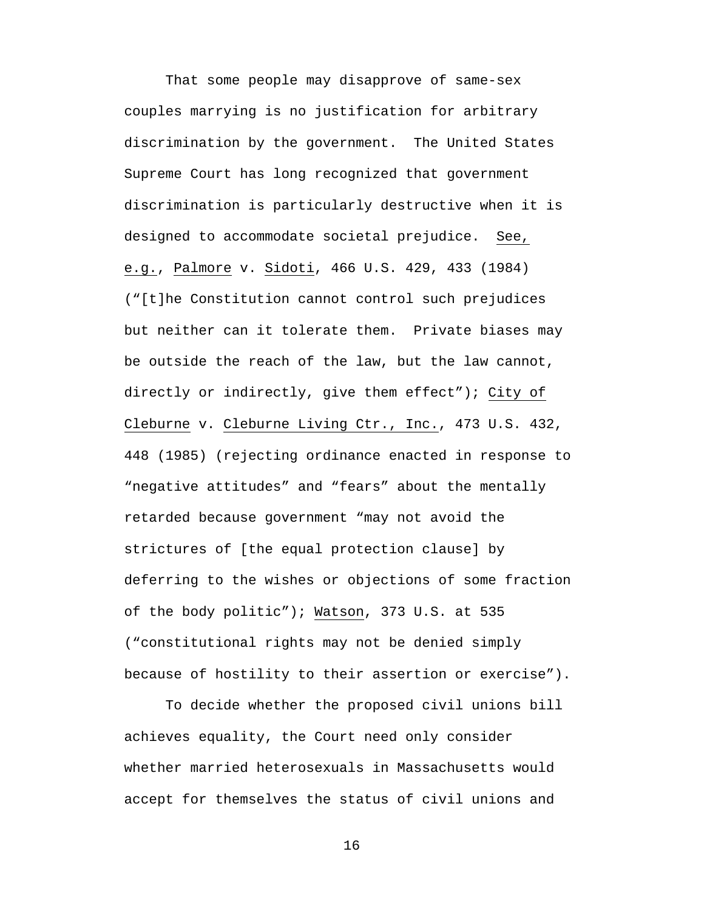That some people may disapprove of same-sex couples marrying is no justification for arbitrary discrimination by the government. The United States Supreme Court has long recognized that government discrimination is particularly destructive when it is designed to accommodate societal prejudice. See, e.g., Palmore v. Sidoti, 466 U.S. 429, 433 (1984) ("[t]he Constitution cannot control such prejudices but neither can it tolerate them. Private biases may be outside the reach of the law, but the law cannot, directly or indirectly, give them effect"); City of Cleburne v. Cleburne Living Ctr., Inc., 473 U.S. 432, 448 (1985) (rejecting ordinance enacted in response to "negative attitudes" and "fears" about the mentally retarded because government "may not avoid the strictures of [the equal protection clause] by deferring to the wishes or objections of some fraction of the body politic"); Watson, 373 U.S. at 535 ("constitutional rights may not be denied simply because of hostility to their assertion or exercise").

To decide whether the proposed civil unions bill achieves equality, the Court need only consider whether married heterosexuals in Massachusetts would accept for themselves the status of civil unions and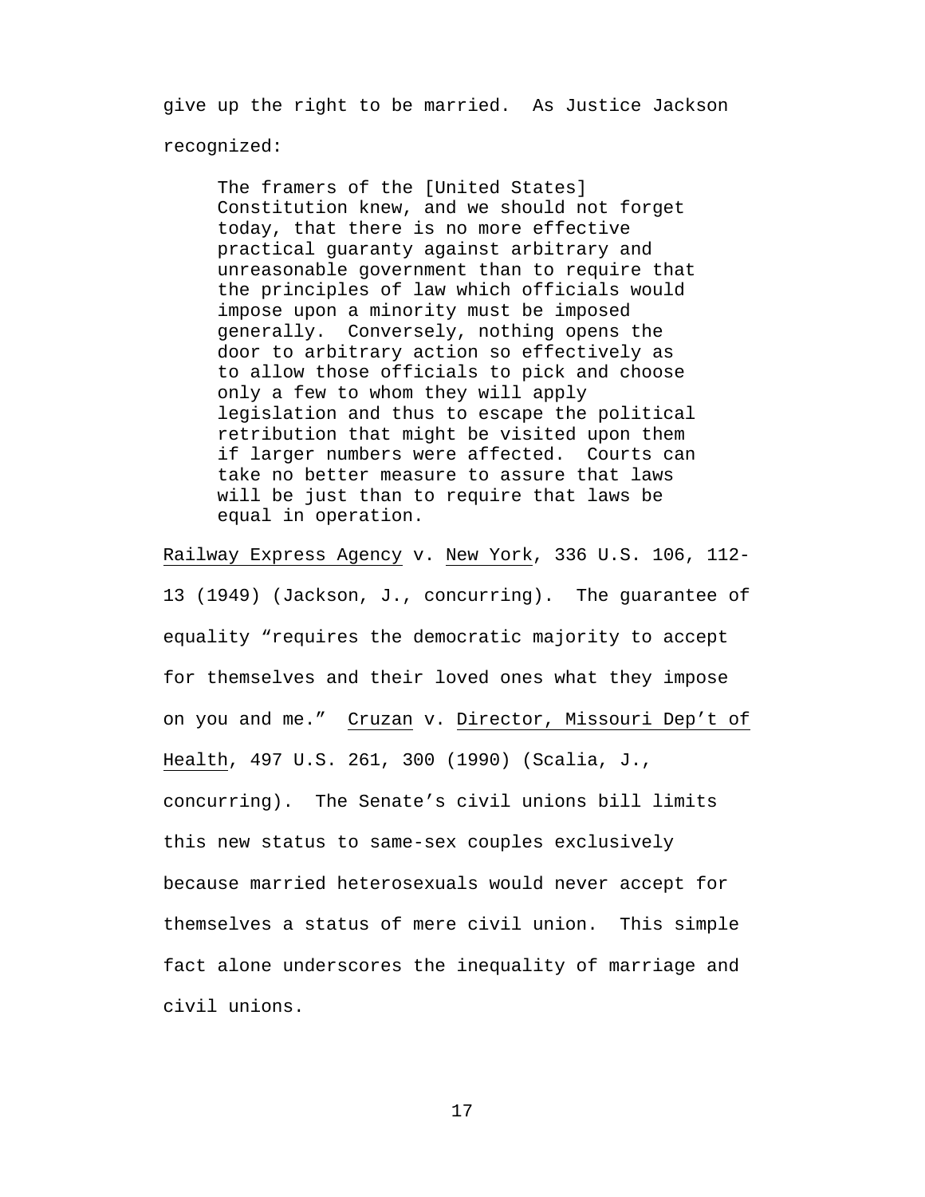give up the right to be married. As Justice Jackson recognized:

> The framers of the [United States] Constitution knew, and we should not forget today, that there is no more effective practical guaranty against arbitrary and unreasonable government than to require that the principles of law which officials would impose upon a minority must be imposed generally. Conversely, nothing opens the door to arbitrary action so effectively as to allow those officials to pick and choose only a few to whom they will apply legislation and thus to escape the political retribution that might be visited upon them if larger numbers were affected. Courts can take no better measure to assure that laws will be just than to require that laws be equal in operation.

Railway Express Agency v. New York, 336 U.S. 106, 112-13 (1949) (Jackson, J., concurring). The guarantee of equality "requires the democratic majority to accept for themselves and their loved ones what they impose on you and me." Cruzan v. Director, Missouri Dep't of Health, 497 U.S. 261, 300 (1990) (Scalia, J., concurring). The Senate's civil unions bill limits this new status to same-sex couples exclusively because married heterosexuals would never accept for themselves a status of mere civil union. This simple fact alone underscores the inequality of marriage and civil unions.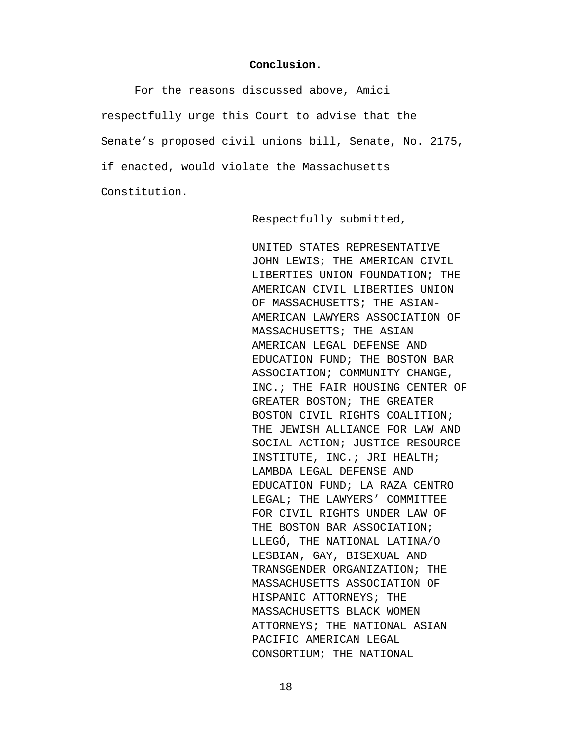**Conclusion.**

For the reasons discussed above, Amici respectfully urge this Court to advise that the Senate's proposed civil unions bill, Senate, No. 2175, if enacted, would violate the Massachusetts Constitution.

Respectfully submitted,

UNITED STATES REPRESENTATIVE JOHN LEWIS; THE AMERICAN CIVIL LIBERTIES UNION FOUNDATION; THE AMERICAN CIVIL LIBERTIES UNION OF MASSACHUSETTS; THE ASIAN-AMERICAN LAWYERS ASSOCIATION OF MASSACHUSETTS; THE ASIAN AMERICAN LEGAL DEFENSE AND EDUCATION FUND; THE BOSTON BAR ASSOCIATION; COMMUNITY CHANGE, INC.; THE FAIR HOUSING CENTER OF GREATER BOSTON; THE GREATER BOSTON CIVIL RIGHTS COALITION; THE JEWISH ALLIANCE FOR LAW AND SOCIAL ACTION; JUSTICE RESOURCE INSTITUTE, INC.; JRI HEALTH; LAMBDA LEGAL DEFENSE AND EDUCATION FUND; LA RAZA CENTRO LEGAL; THE LAWYERS' COMMITTEE FOR CIVIL RIGHTS UNDER LAW OF THE BOSTON BAR ASSOCIATION; LLEGÓ, THE NATIONAL LATINA/O LESBIAN, GAY, BISEXUAL AND TRANSGENDER ORGANIZATION; THE MASSACHUSETTS ASSOCIATION OF HISPANIC ATTORNEYS; THE MASSACHUSETTS BLACK WOMEN ATTORNEYS; THE NATIONAL ASIAN PACIFIC AMERICAN LEGAL CONSORTIUM; THE NATIONAL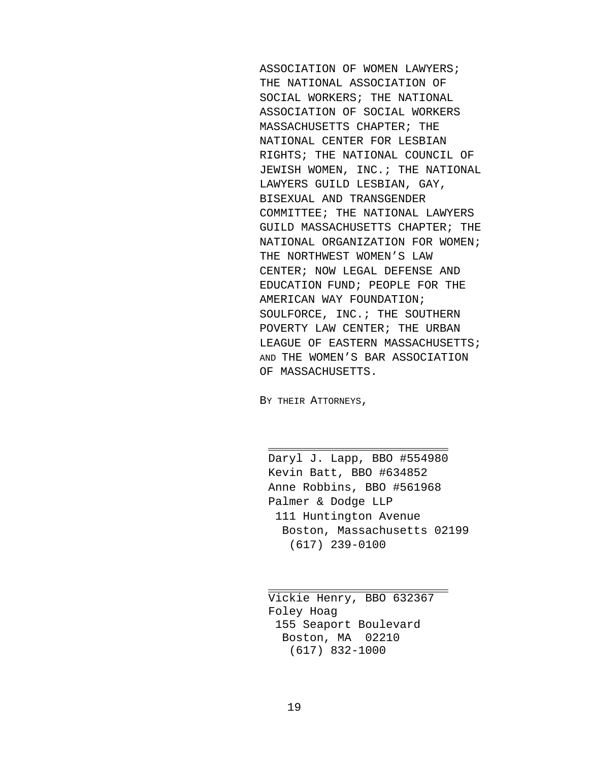ASSOCIATION OF WOMEN LAWYERS; THE NATIONAL ASSOCIATION OF SOCIAL WORKERS; THE NATIONAL ASSOCIATION OF SOCIAL WORKERS MASSACHUSETTS CHAPTER; THE NATIONAL CENTER FOR LESBIAN RIGHTS; THE NATIONAL COUNCIL OF JEWISH WOMEN, INC.; THE NATIONAL LAWYERS GUILD LESBIAN, GAY, BISEXUAL AND TRANSGENDER COMMITTEE; THE NATIONAL LAWYERS GUILD MASSACHUSETTS CHAPTER; THE NATIONAL ORGANIZATION FOR WOMEN; THE NORTHWEST WOMEN'S LAW CENTER; NOW LEGAL DEFENSE AND EDUCATION FUND; PEOPLE FOR THE AMERICAN WAY FOUNDATION; SOULFORCE, INC.; THE SOUTHERN POVERTY LAW CENTER; THE URBAN LEAGUE OF EASTERN MASSACHUSETTS; AND THE WOMEN'S BAR ASSOCIATION OF MASSACHUSETTS.

BY THEIR ATTORNEYS,

\_\_\_\_\_\_\_\_\_\_\_\_\_\_\_\_\_\_\_\_\_\_\_\_\_\_

Daryl J. Lapp, BBO #554980
Kevin Batt, BBO #634852
Anne Robbins, BBO #561968
Palmer & Dodge LLP
111 Huntington Avenue
Boston, Massachusetts 02199
(617) 239-0100

\_\_\_\_\_\_\_\_\_\_\_\_\_\_\_\_\_\_\_\_\_\_\_\_\_\_

Vickie Henry, BBO 632367
Foley Hoag
155 Seaport Boulevard
Boston, MA 02210
(617) 832-1000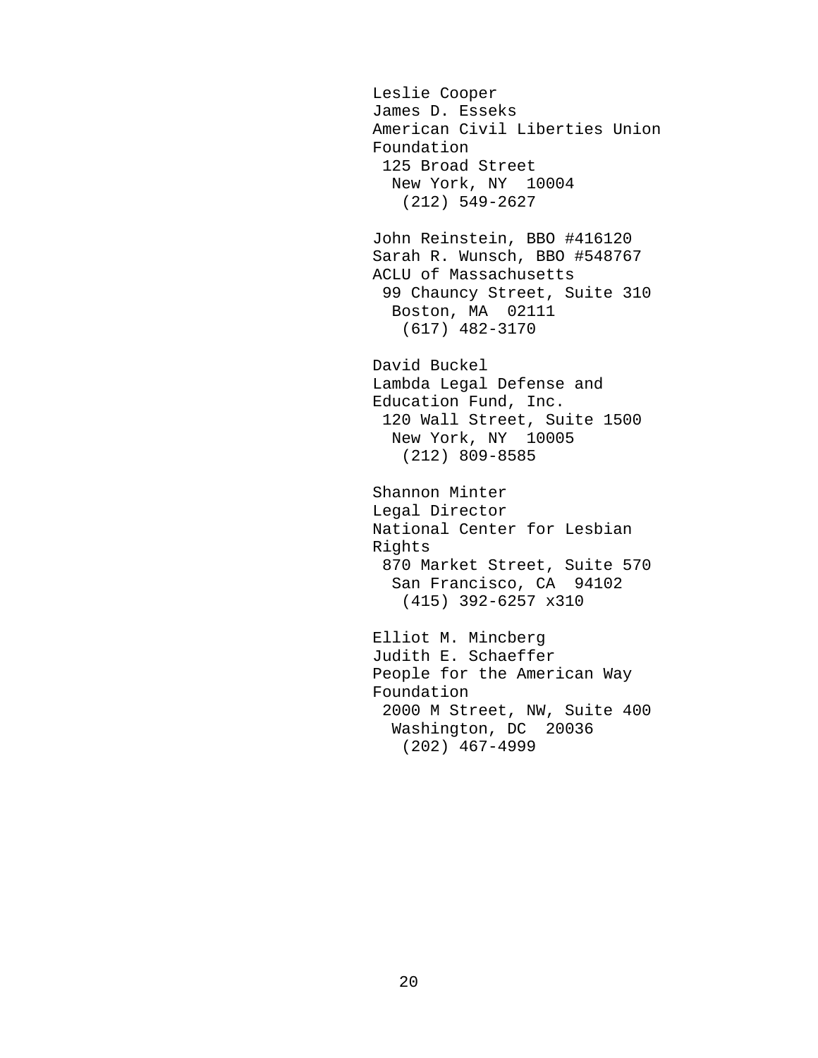Leslie Cooper
James D. Esseks
American Civil Liberties Union Foundation
125 Broad Street
New York, NY 10004
(212) 549-2627

John Reinstein, BBO #416120
Sarah R. Wunsch, BBO #548767
ACLU of Massachusetts
99 Chauncy Street, Suite 310
Boston, MA 02111
(617) 482-3170

David Buckel
Lambda Legal Defense and Education Fund, Inc.
120 Wall Street, Suite 1500
New York, NY 10005
(212) 809-8585

Shannon Minter
Legal Director
National Center for Lesbian Rights
870 Market Street, Suite 570
San Francisco, CA 94102
(415) 392-6257 x310

Elliot M. Mincberg
Judith E. Schaeffer
People for the American Way Foundation
2000 M Street, NW, Suite 400
Washington, DC 20036
(202) 467-4999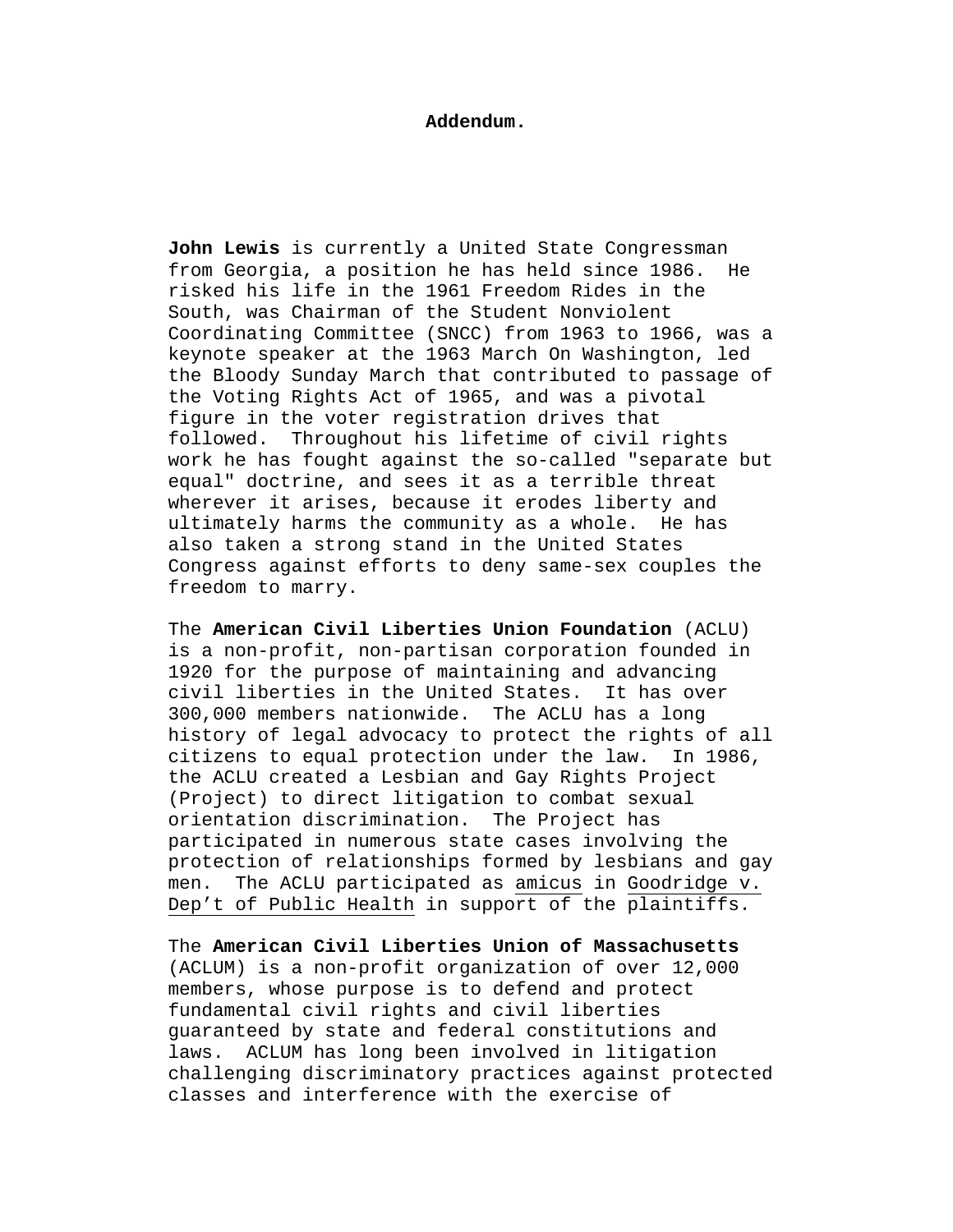**Addendum.**

**John Lewis** is currently a United State Congressman from Georgia, a position he has held since 1986. He risked his life in the 1961 Freedom Rides in the South, was Chairman of the Student Nonviolent Coordinating Committee (SNCC) from 1963 to 1966, was a keynote speaker at the 1963 March On Washington, led the Bloody Sunday March that contributed to passage of the Voting Rights Act of 1965, and was a pivotal figure in the voter registration drives that followed. Throughout his lifetime of civil rights work he has fought against the so-called "separate but equal" doctrine, and sees it as a terrible threat wherever it arises, because it erodes liberty and ultimately harms the community as a whole. He has also taken a strong stand in the United States Congress against efforts to deny same-sex couples the freedom to marry.

The **American Civil Liberties Union Foundation** (ACLU) is a non-profit, non-partisan corporation founded in 1920 for the purpose of maintaining and advancing civil liberties in the United States. It has over 300,000 members nationwide. The ACLU has a long history of legal advocacy to protect the rights of all citizens to equal protection under the law. In 1986, the ACLU created a Lesbian and Gay Rights Project (Project) to direct litigation to combat sexual orientation discrimination. The Project has participated in numerous state cases involving the protection of relationships formed by lesbians and gay men. The ACLU participated as amicus in Goodridge v. Dep't of Public Health in support of the plaintiffs.

The **American Civil Liberties Union of Massachusetts** (ACLUM) is a non-profit organization of over 12,000 members, whose purpose is to defend and protect fundamental civil rights and civil liberties guaranteed by state and federal constitutions and laws. ACLUM has long been involved in litigation challenging discriminatory practices against protected classes and interference with the exercise of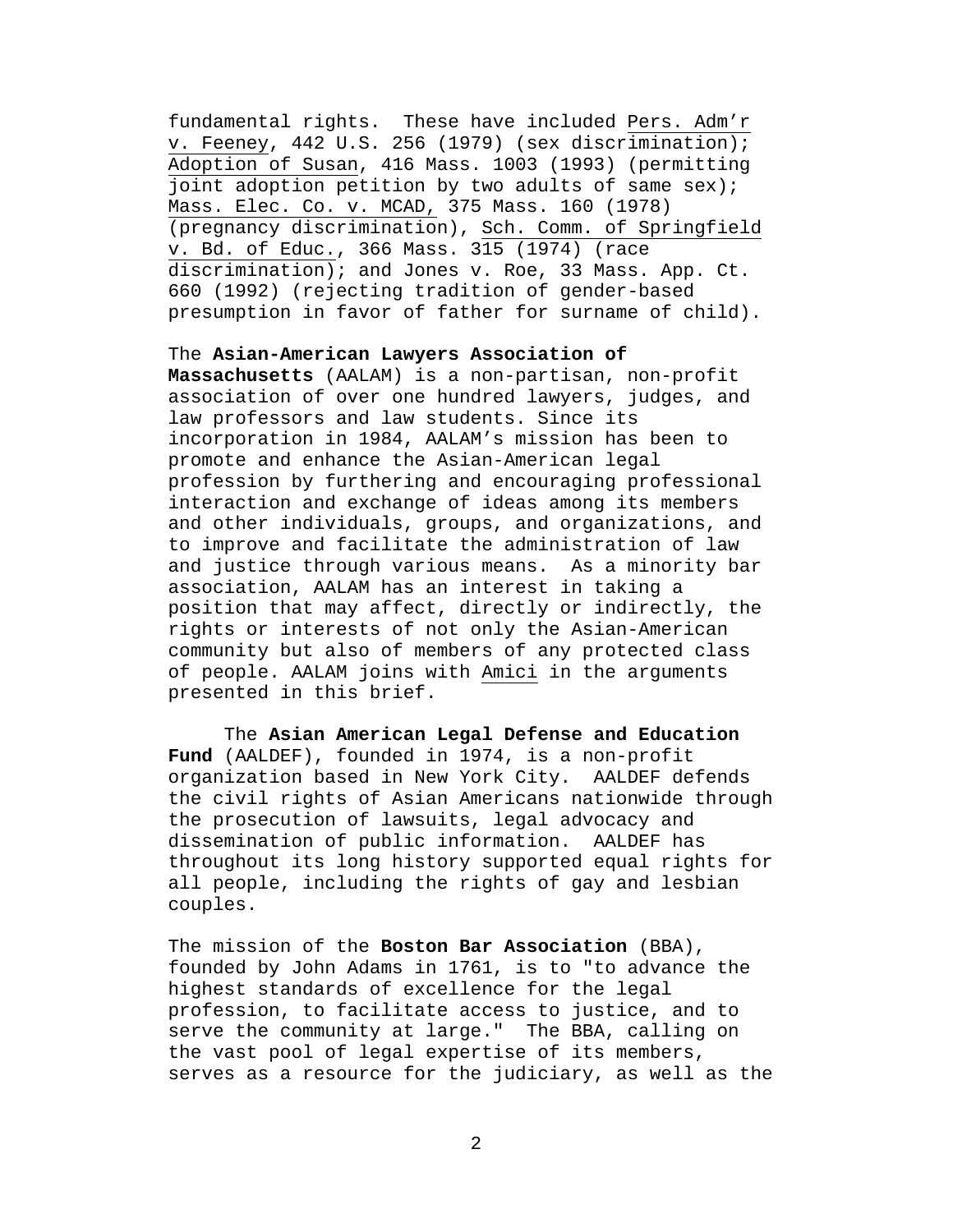fundamental rights. These have included Pers. Adm'r v. Feeney, 442 U.S. 256 (1979) (sex discrimination); Adoption of Susan, 416 Mass. 1003 (1993) (permitting joint adoption petition by two adults of same sex); Mass. Elec. Co. v. MCAD, 375 Mass. 160 (1978) (pregnancy discrimination), Sch. Comm. of Springfield v. Bd. of Educ., 366 Mass. 315 (1974) (race discrimination); and Jones v. Roe, 33 Mass. App. Ct. 660 (1992) (rejecting tradition of gender-based presumption in favor of father for surname of child).

The **Asian-American Lawyers Association of Massachusetts** (AALAM) is a non-partisan, non-profit association of over one hundred lawyers, judges, and law professors and law students. Since its incorporation in 1984, AALAM's mission has been to promote and enhance the Asian-American legal profession by furthering and encouraging professional interaction and exchange of ideas among its members and other individuals, groups, and organizations, and to improve and facilitate the administration of law and justice through various means. As a minority bar association, AALAM has an interest in taking a position that may affect, directly or indirectly, the rights or interests of not only the Asian-American community but also of members of any protected class of people. AALAM joins with Amici in the arguments presented in this brief.

The **Asian American Legal Defense and Education Fund** (AALDEF), founded in 1974, is a non-profit organization based in New York City. AALDEF defends the civil rights of Asian Americans nationwide through the prosecution of lawsuits, legal advocacy and dissemination of public information. AALDEF has throughout its long history supported equal rights for all people, including the rights of gay and lesbian couples.

The mission of the **Boston Bar Association** (BBA), founded by John Adams in 1761, is to "to advance the highest standards of excellence for the legal profession, to facilitate access to justice, and to serve the community at large." The BBA, calling on the vast pool of legal expertise of its members, serves as a resource for the judiciary, as well as the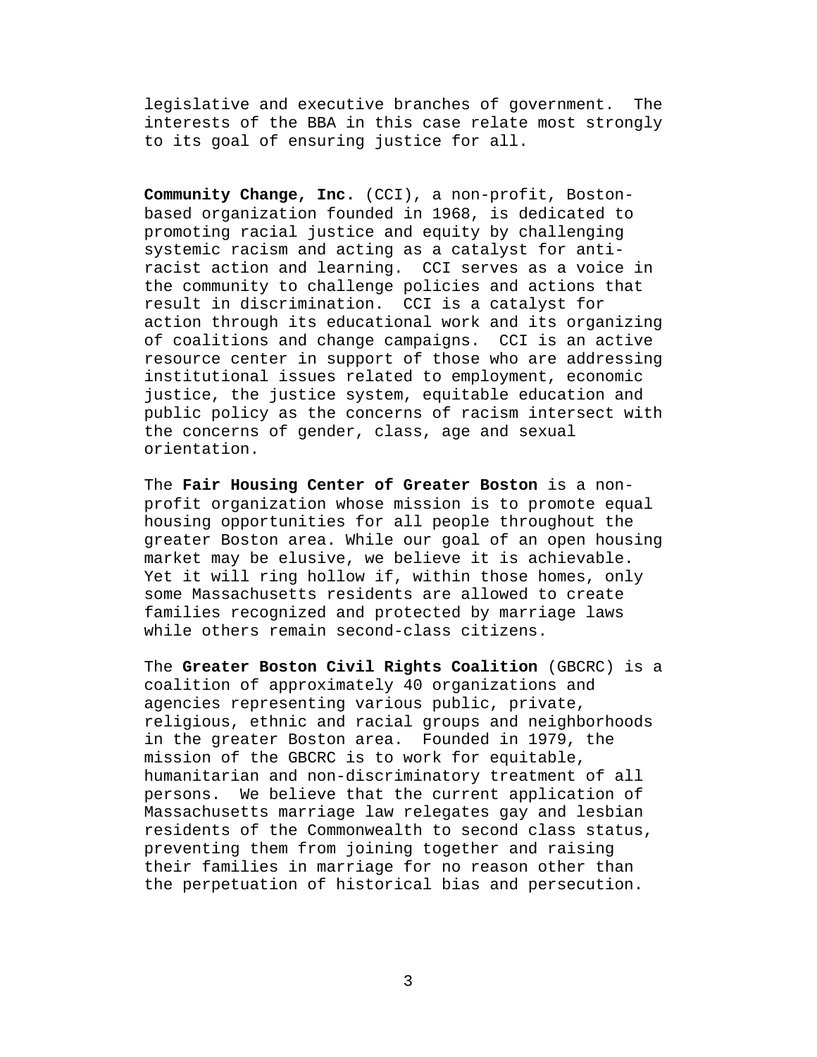legislative and executive branches of government. The interests of the BBA in this case relate most strongly to its goal of ensuring justice for all.

**Community Change, Inc.** (CCI), a non-profit, Boston-based organization founded in 1968, is dedicated to promoting racial justice and equity by challenging systemic racism and acting as a catalyst for anti-racist action and learning. CCI serves as a voice in the community to challenge policies and actions that result in discrimination. CCI is a catalyst for action through its educational work and its organizing of coalitions and change campaigns. CCI is an active resource center in support of those who are addressing institutional issues related to employment, economic justice, the justice system, equitable education and public policy as the concerns of racism intersect with the concerns of gender, class, age and sexual orientation.

The **Fair Housing Center of Greater Boston** is a non-profit organization whose mission is to promote equal housing opportunities for all people throughout the greater Boston area. While our goal of an open housing market may be elusive, we believe it is achievable. Yet it will ring hollow if, within those homes, only some Massachusetts residents are allowed to create families recognized and protected by marriage laws while others remain second-class citizens.

The **Greater Boston Civil Rights Coalition** (GBCRC) is a coalition of approximately 40 organizations and agencies representing various public, private, religious, ethnic and racial groups and neighborhoods in the greater Boston area. Founded in 1979, the mission of the GBCRC is to work for equitable, humanitarian and non-discriminatory treatment of all persons. We believe that the current application of Massachusetts marriage law relegates gay and lesbian residents of the Commonwealth to second class status, preventing them from joining together and raising their families in marriage for no reason other than the perpetuation of historical bias and persecution.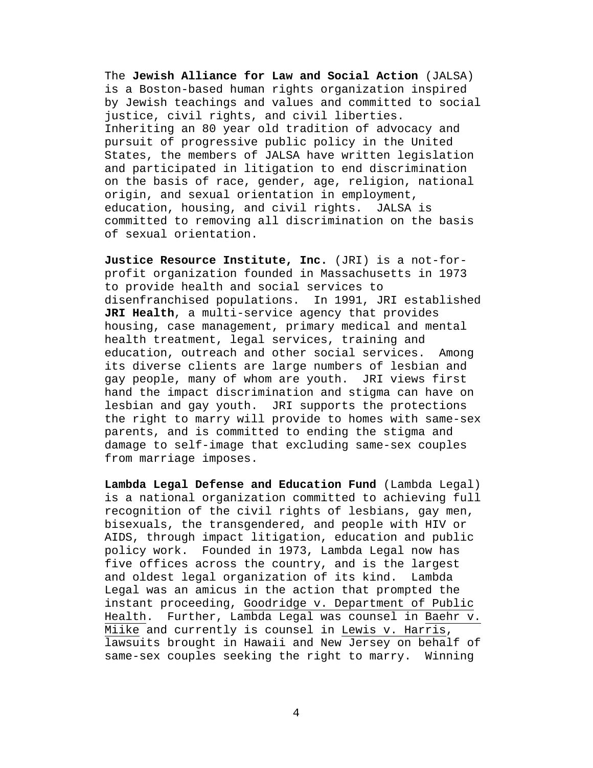The **Jewish Alliance for Law and Social Action** (JALSA) is a Boston-based human rights organization inspired by Jewish teachings and values and committed to social justice, civil rights, and civil liberties. Inheriting an 80 year old tradition of advocacy and pursuit of progressive public policy in the United States, the members of JALSA have written legislation and participated in litigation to end discrimination on the basis of race, gender, age, religion, national origin, and sexual orientation in employment, education, housing, and civil rights. JALSA is committed to removing all discrimination on the basis of sexual orientation.

**Justice Resource Institute, Inc.** (JRI) is a not-for-profit organization founded in Massachusetts in 1973 to provide health and social services to disenfranchised populations. In 1991, JRI established **JRI Health**, a multi-service agency that provides housing, case management, primary medical and mental health treatment, legal services, training and education, outreach and other social services. Among its diverse clients are large numbers of lesbian and gay people, many of whom are youth. JRI views first hand the impact discrimination and stigma can have on lesbian and gay youth. JRI supports the protections the right to marry will provide to homes with same-sex parents, and is committed to ending the stigma and damage to self-image that excluding same-sex couples from marriage imposes.

**Lambda Legal Defense and Education Fund** (Lambda Legal) is a national organization committed to achieving full recognition of the civil rights of lesbians, gay men, bisexuals, the transgendered, and people with HIV or AIDS, through impact litigation, education and public policy work. Founded in 1973, Lambda Legal now has five offices across the country, and is the largest and oldest legal organization of its kind. Lambda Legal was an amicus in the action that prompted the instant proceeding, Goodridge v. Department of Public Health. Further, Lambda Legal was counsel in Baehr v. Miike and currently is counsel in Lewis v. Harris, lawsuits brought in Hawaii and New Jersey on behalf of same-sex couples seeking the right to marry. Winning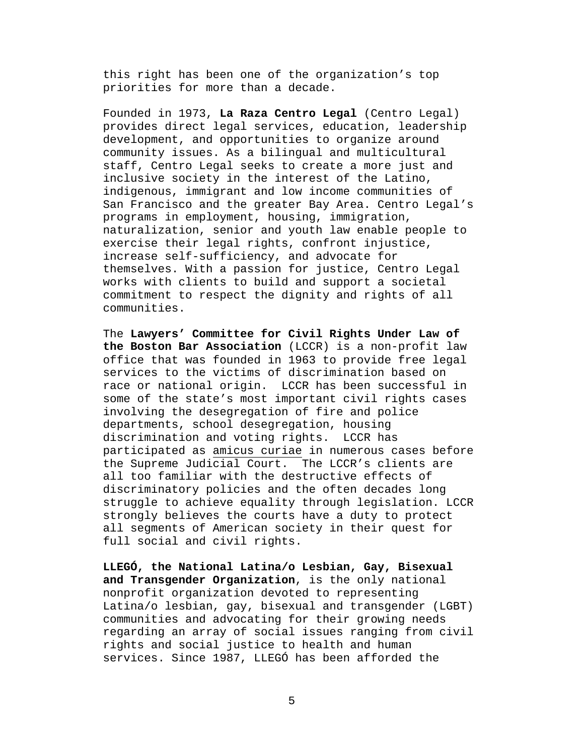this right has been one of the organization's top priorities for more than a decade.

Founded in 1973, **La Raza Centro Legal** (Centro Legal) provides direct legal services, education, leadership development, and opportunities to organize around community issues. As a bilingual and multicultural staff, Centro Legal seeks to create a more just and inclusive society in the interest of the Latino, indigenous, immigrant and low income communities of San Francisco and the greater Bay Area. Centro Legal's programs in employment, housing, immigration, naturalization, senior and youth law enable people to exercise their legal rights, confront injustice, increase self-sufficiency, and advocate for themselves. With a passion for justice, Centro Legal works with clients to build and support a societal commitment to respect the dignity and rights of all communities.

The **Lawyers' Committee for Civil Rights Under Law of the Boston Bar Association** (LCCR) is a non-profit law office that was founded in 1963 to provide free legal services to the victims of discrimination based on race or national origin. LCCR has been successful in some of the state's most important civil rights cases involving the desegregation of fire and police departments, school desegregation, housing discrimination and voting rights. LCCR has participated as amicus curiae in numerous cases before the Supreme Judicial Court. The LCCR's clients are all too familiar with the destructive effects of discriminatory policies and the often decades long struggle to achieve equality through legislation. LCCR strongly believes the courts have a duty to protect all segments of American society in their quest for full social and civil rights.

**LLEGÓ, the National Latina/o Lesbian, Gay, Bisexual and Transgender Organization**, is the only national nonprofit organization devoted to representing Latina/o lesbian, gay, bisexual and transgender (LGBT) communities and advocating for their growing needs regarding an array of social issues ranging from civil rights and social justice to health and human services. Since 1987, LLEGÓ has been afforded the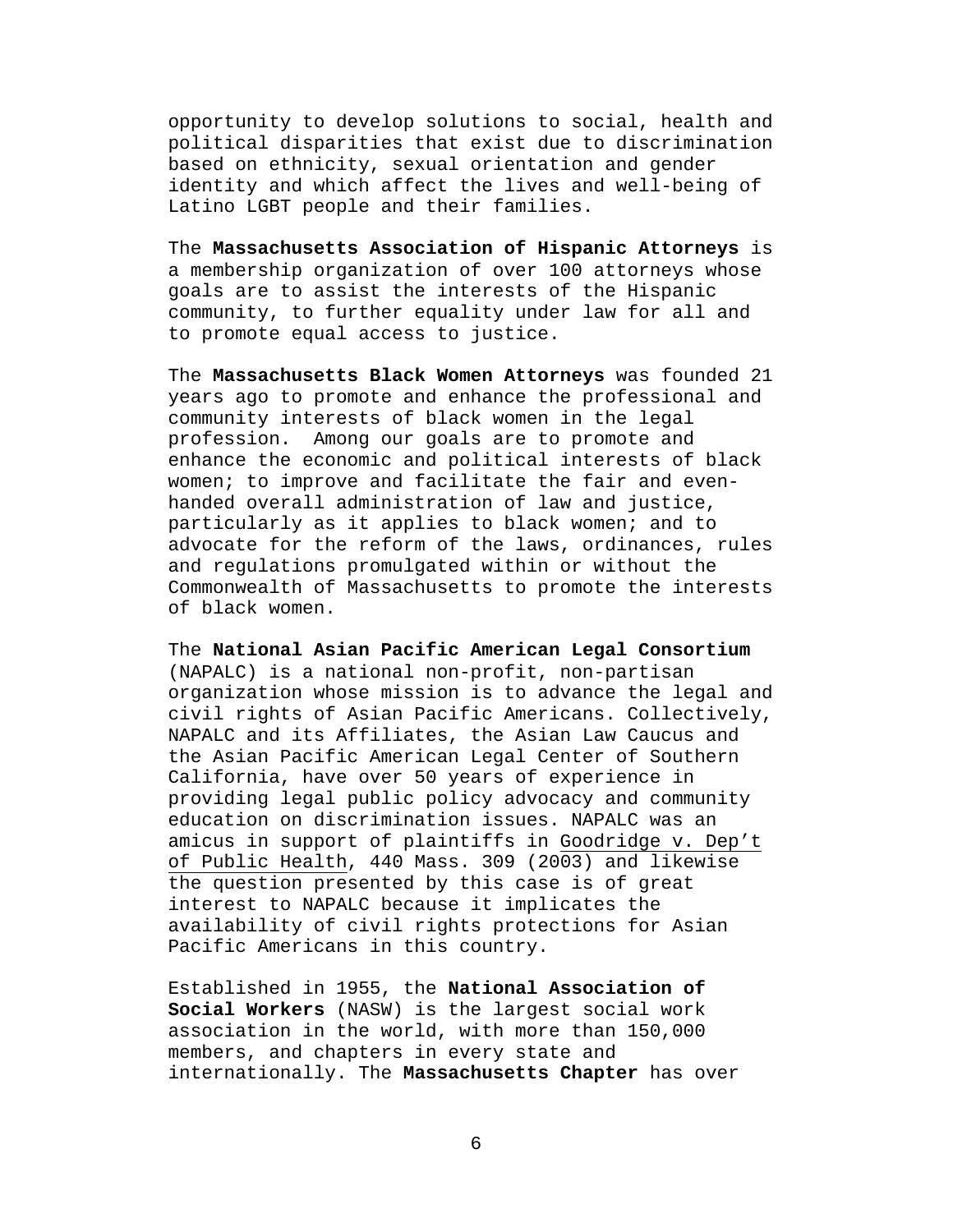opportunity to develop solutions to social, health and political disparities that exist due to discrimination based on ethnicity, sexual orientation and gender identity and which affect the lives and well-being of Latino LGBT people and their families.

The **Massachusetts Association of Hispanic Attorneys** is a membership organization of over 100 attorneys whose goals are to assist the interests of the Hispanic community, to further equality under law for all and to promote equal access to justice.

The **Massachusetts Black Women Attorneys** was founded 21 years ago to promote and enhance the professional and community interests of black women in the legal profession. Among our goals are to promote and enhance the economic and political interests of black women; to improve and facilitate the fair and even-handed overall administration of law and justice, particularly as it applies to black women; and to advocate for the reform of the laws, ordinances, rules and regulations promulgated within or without the Commonwealth of Massachusetts to promote the interests of black women.

The **National Asian Pacific American Legal Consortium** (NAPALC) is a national non-profit, non-partisan organization whose mission is to advance the legal and civil rights of Asian Pacific Americans. Collectively, NAPALC and its Affiliates, the Asian Law Caucus and the Asian Pacific American Legal Center of Southern California, have over 50 years of experience in providing legal public policy advocacy and community education on discrimination issues. NAPALC was an amicus in support of plaintiffs in Goodridge v. Dep't of Public Health, 440 Mass. 309 (2003) and likewise the question presented by this case is of great interest to NAPALC because it implicates the availability of civil rights protections for Asian Pacific Americans in this country.

Established in 1955, the **National Association of Social Workers** (NASW) is the largest social work association in the world, with more than 150,000 members, and chapters in every state and internationally. The **Massachusetts Chapter** has over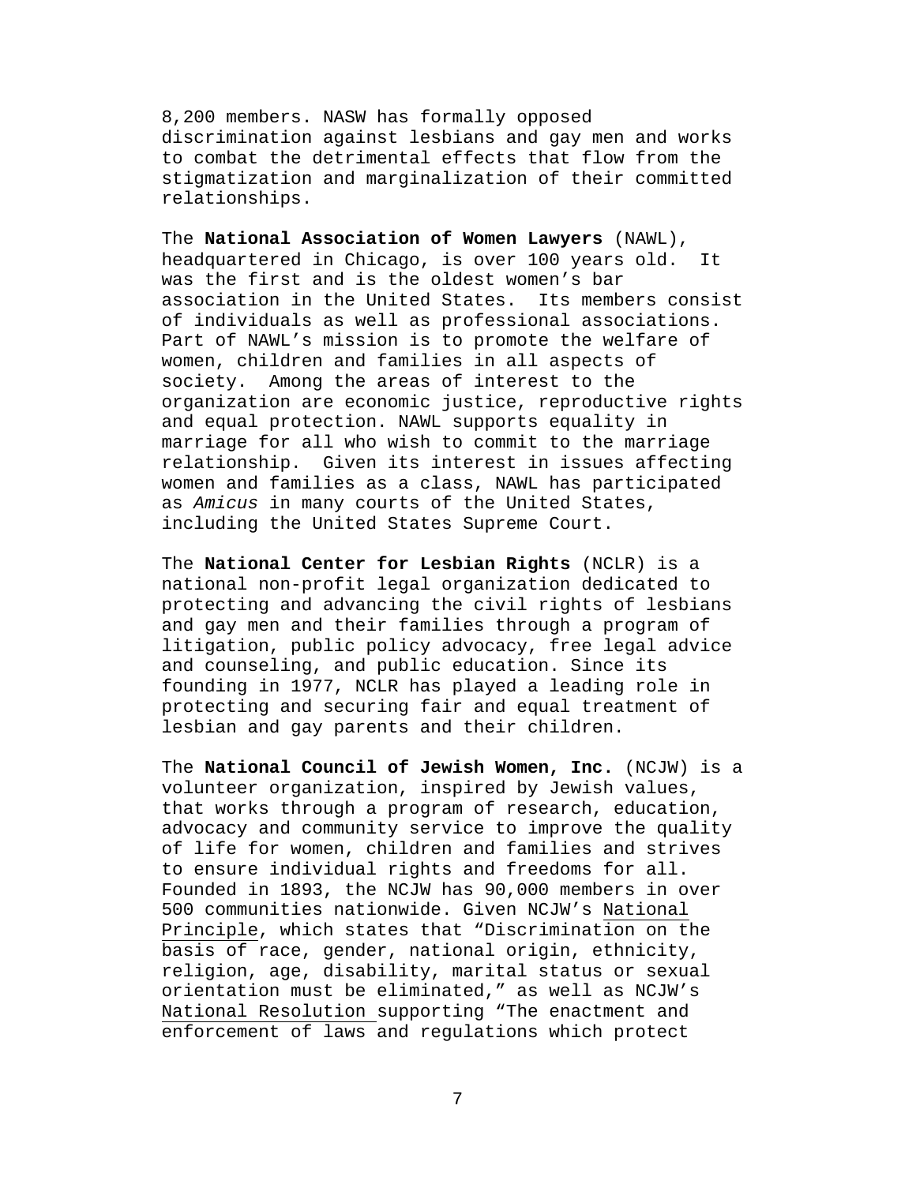8,200 members. NASW has formally opposed discrimination against lesbians and gay men and works to combat the detrimental effects that flow from the stigmatization and marginalization of their committed relationships.

The **National Association of Women Lawyers** (NAWL), headquartered in Chicago, is over 100 years old. It was the first and is the oldest women's bar association in the United States. Its members consist of individuals as well as professional associations. Part of NAWL's mission is to promote the welfare of women, children and families in all aspects of society. Among the areas of interest to the organization are economic justice, reproductive rights and equal protection. NAWL supports equality in marriage for all who wish to commit to the marriage relationship. Given its interest in issues affecting women and families as a class, NAWL has participated as *Amicus* in many courts of the United States, including the United States Supreme Court.

The **National Center for Lesbian Rights** (NCLR) is a national non-profit legal organization dedicated to protecting and advancing the civil rights of lesbians and gay men and their families through a program of litigation, public policy advocacy, free legal advice and counseling, and public education. Since its founding in 1977, NCLR has played a leading role in protecting and securing fair and equal treatment of lesbian and gay parents and their children.

The **National Council of Jewish Women, Inc.** (NCJW) is a volunteer organization, inspired by Jewish values, that works through a program of research, education, advocacy and community service to improve the quality of life for women, children and families and strives to ensure individual rights and freedoms for all. Founded in 1893, the NCJW has 90,000 members in over 500 communities nationwide. Given NCJW's National Principle, which states that "Discrimination on the basis of race, gender, national origin, ethnicity, religion, age, disability, marital status or sexual orientation must be eliminated," as well as NCJW's National Resolution supporting "The enactment and enforcement of laws and regulations which protect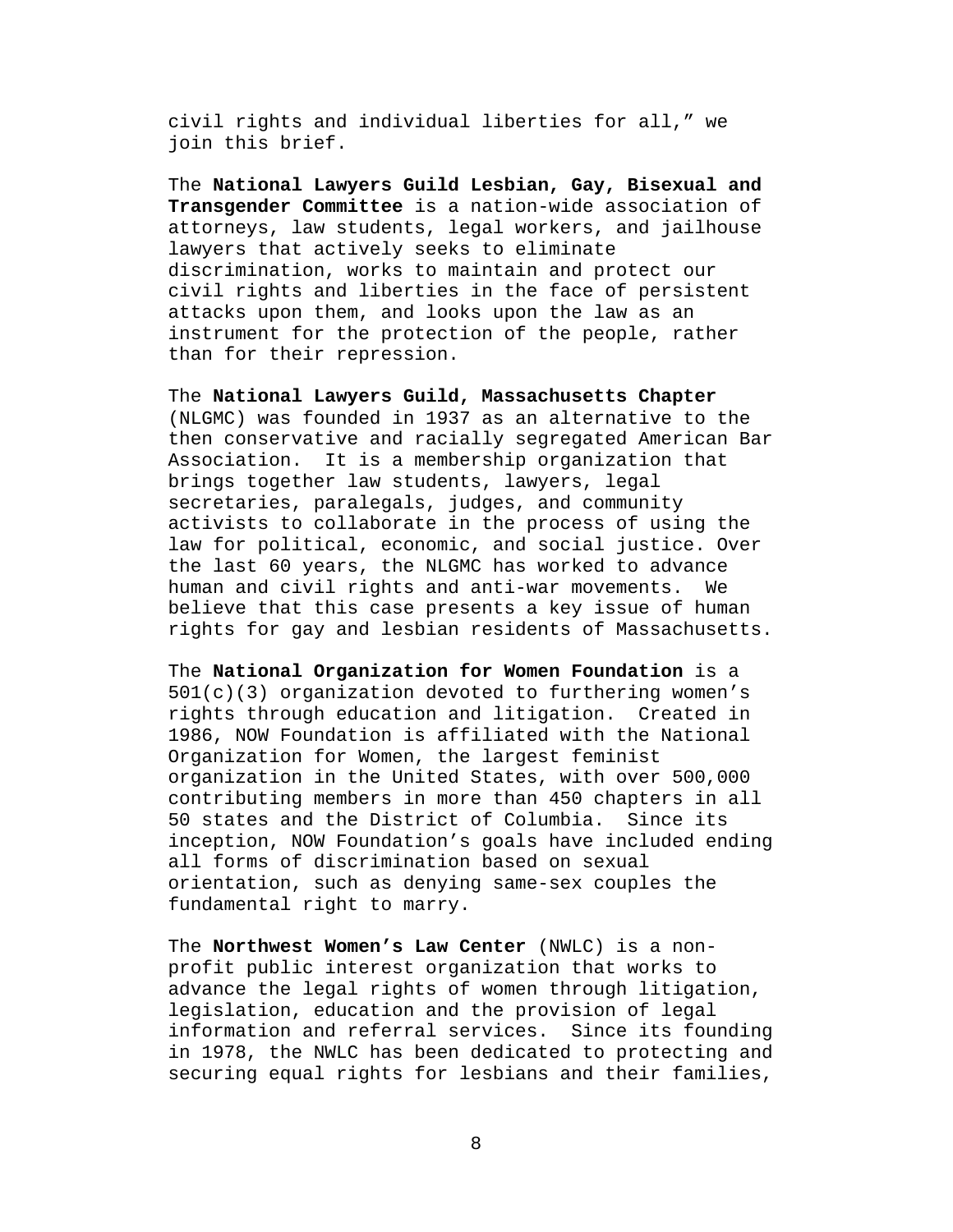civil rights and individual liberties for all," we join this brief.

The **National Lawyers Guild Lesbian, Gay, Bisexual and Transgender Committee** is a nation-wide association of attorneys, law students, legal workers, and jailhouse lawyers that actively seeks to eliminate discrimination, works to maintain and protect our civil rights and liberties in the face of persistent attacks upon them, and looks upon the law as an instrument for the protection of the people, rather than for their repression.

The **National Lawyers Guild, Massachusetts Chapter** (NLGMC) was founded in 1937 as an alternative to the then conservative and racially segregated American Bar Association. It is a membership organization that brings together law students, lawyers, legal secretaries, paralegals, judges, and community activists to collaborate in the process of using the law for political, economic, and social justice. Over the last 60 years, the NLGMC has worked to advance human and civil rights and anti-war movements. We believe that this case presents a key issue of human rights for gay and lesbian residents of Massachusetts.

The **National Organization for Women Foundation** is a 501(c)(3) organization devoted to furthering women's rights through education and litigation. Created in 1986, NOW Foundation is affiliated with the National Organization for Women, the largest feminist organization in the United States, with over 500,000 contributing members in more than 450 chapters in all 50 states and the District of Columbia. Since its inception, NOW Foundation's goals have included ending all forms of discrimination based on sexual orientation, such as denying same-sex couples the fundamental right to marry.

The **Northwest Women's Law Center** (NWLC) is a non-profit public interest organization that works to advance the legal rights of women through litigation, legislation, education and the provision of legal information and referral services. Since its founding in 1978, the NWLC has been dedicated to protecting and securing equal rights for lesbians and their families,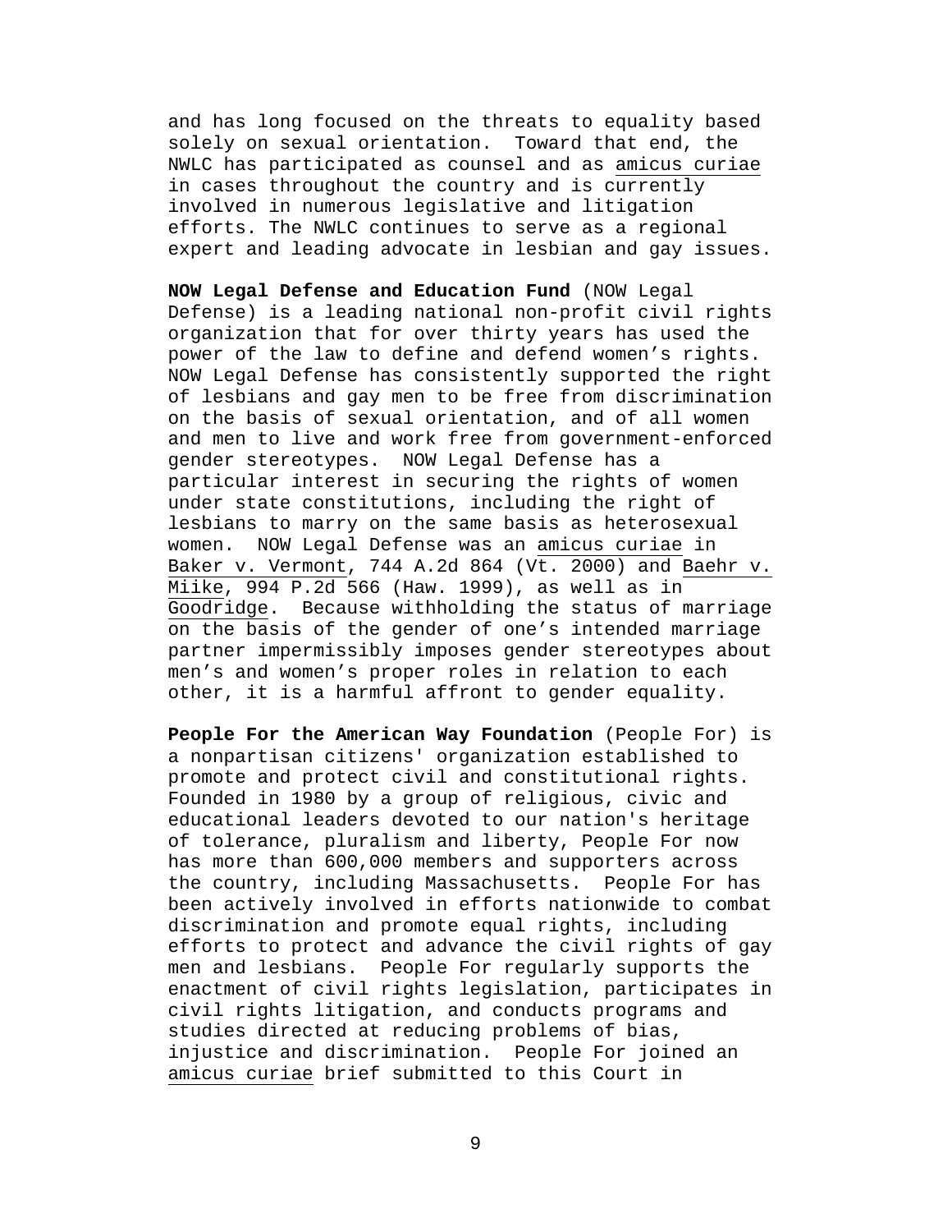and has long focused on the threats to equality based solely on sexual orientation. Toward that end, the NWLC has participated as counsel and as amicus curiae in cases throughout the country and is currently involved in numerous legislative and litigation efforts. The NWLC continues to serve as a regional expert and leading advocate in lesbian and gay issues.

**NOW Legal Defense and Education Fund** (NOW Legal Defense) is a leading national non-profit civil rights organization that for over thirty years has used the power of the law to define and defend women's rights. NOW Legal Defense has consistently supported the right of lesbians and gay men to be free from discrimination on the basis of sexual orientation, and of all women and men to live and work free from government-enforced gender stereotypes. NOW Legal Defense has a particular interest in securing the rights of women under state constitutions, including the right of lesbians to marry on the same basis as heterosexual women. NOW Legal Defense was an amicus curiae in Baker v. Vermont, 744 A.2d 864 (Vt. 2000) and Baehr v. Miike, 994 P.2d 566 (Haw. 1999), as well as in Goodridge. Because withholding the status of marriage on the basis of the gender of one's intended marriage partner impermissibly imposes gender stereotypes about men's and women's proper roles in relation to each other, it is a harmful affront to gender equality.

**People For the American Way Foundation** (People For) is a nonpartisan citizens' organization established to promote and protect civil and constitutional rights. Founded in 1980 by a group of religious, civic and educational leaders devoted to our nation's heritage of tolerance, pluralism and liberty, People For now has more than 600,000 members and supporters across the country, including Massachusetts. People For has been actively involved in efforts nationwide to combat discrimination and promote equal rights, including efforts to protect and advance the civil rights of gay men and lesbians. People For regularly supports the enactment of civil rights legislation, participates in civil rights litigation, and conducts programs and studies directed at reducing problems of bias, injustice and discrimination. People For joined an amicus curiae brief submitted to this Court in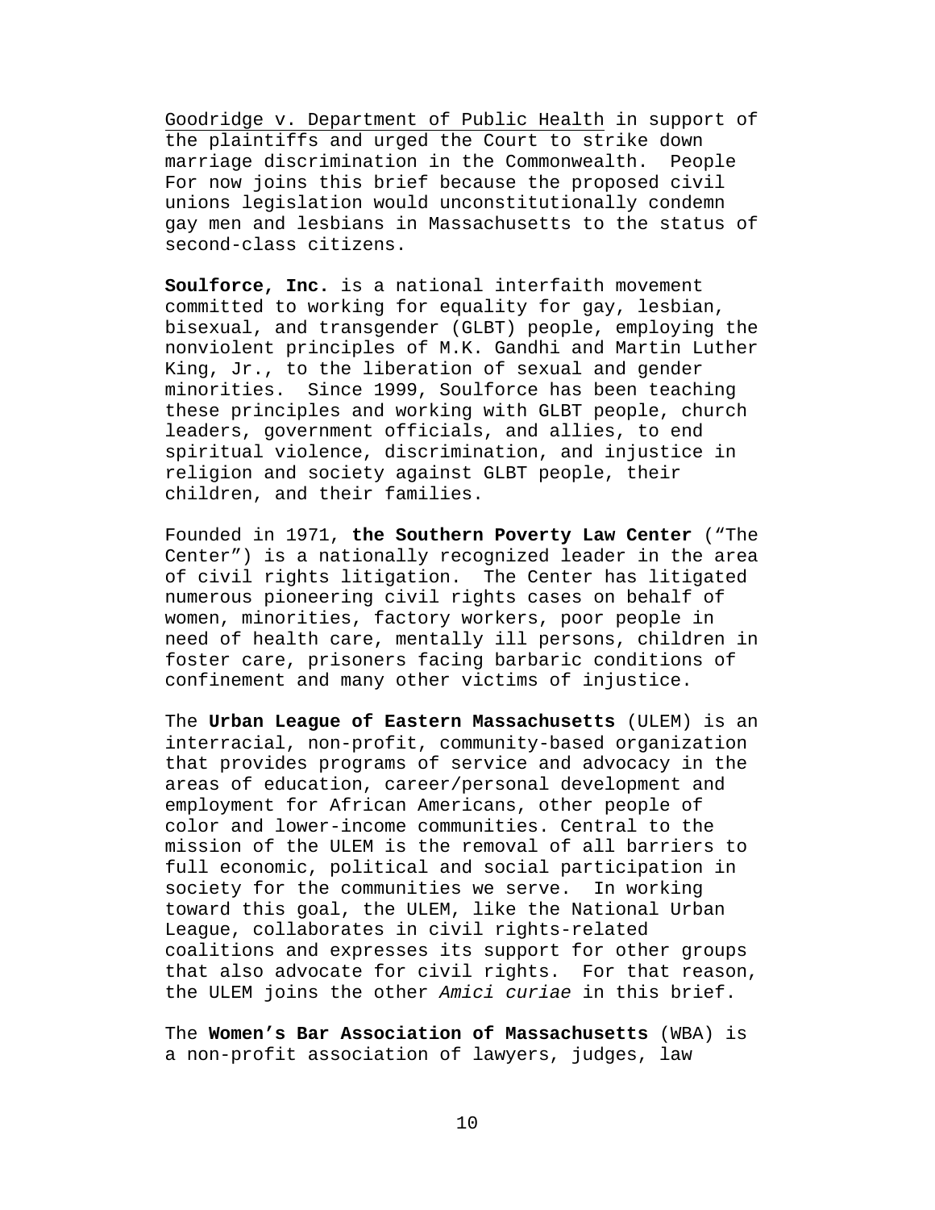Goodridge v. Department of Public Health in support of the plaintiffs and urged the Court to strike down marriage discrimination in the Commonwealth. People For now joins this brief because the proposed civil unions legislation would unconstitutionally condemn gay men and lesbians in Massachusetts to the status of second-class citizens.

**Soulforce, Inc.** is a national interfaith movement committed to working for equality for gay, lesbian, bisexual, and transgender (GLBT) people, employing the nonviolent principles of M.K. Gandhi and Martin Luther King, Jr., to the liberation of sexual and gender minorities. Since 1999, Soulforce has been teaching these principles and working with GLBT people, church leaders, government officials, and allies, to end spiritual violence, discrimination, and injustice in religion and society against GLBT people, their children, and their families.

Founded in 1971, **the Southern Poverty Law Center** ("The Center") is a nationally recognized leader in the area of civil rights litigation. The Center has litigated numerous pioneering civil rights cases on behalf of women, minorities, factory workers, poor people in need of health care, mentally ill persons, children in foster care, prisoners facing barbaric conditions of confinement and many other victims of injustice.

The **Urban League of Eastern Massachusetts** (ULEM) is an interracial, non-profit, community-based organization that provides programs of service and advocacy in the areas of education, career/personal development and employment for African Americans, other people of color and lower-income communities. Central to the mission of the ULEM is the removal of all barriers to full economic, political and social participation in society for the communities we serve. In working toward this goal, the ULEM, like the National Urban League, collaborates in civil rights-related coalitions and expresses its support for other groups that also advocate for civil rights. For that reason, the ULEM joins the other *Amici curiae* in this brief.

The **Women's Bar Association of Massachusetts** (WBA) is a non-profit association of lawyers, judges, law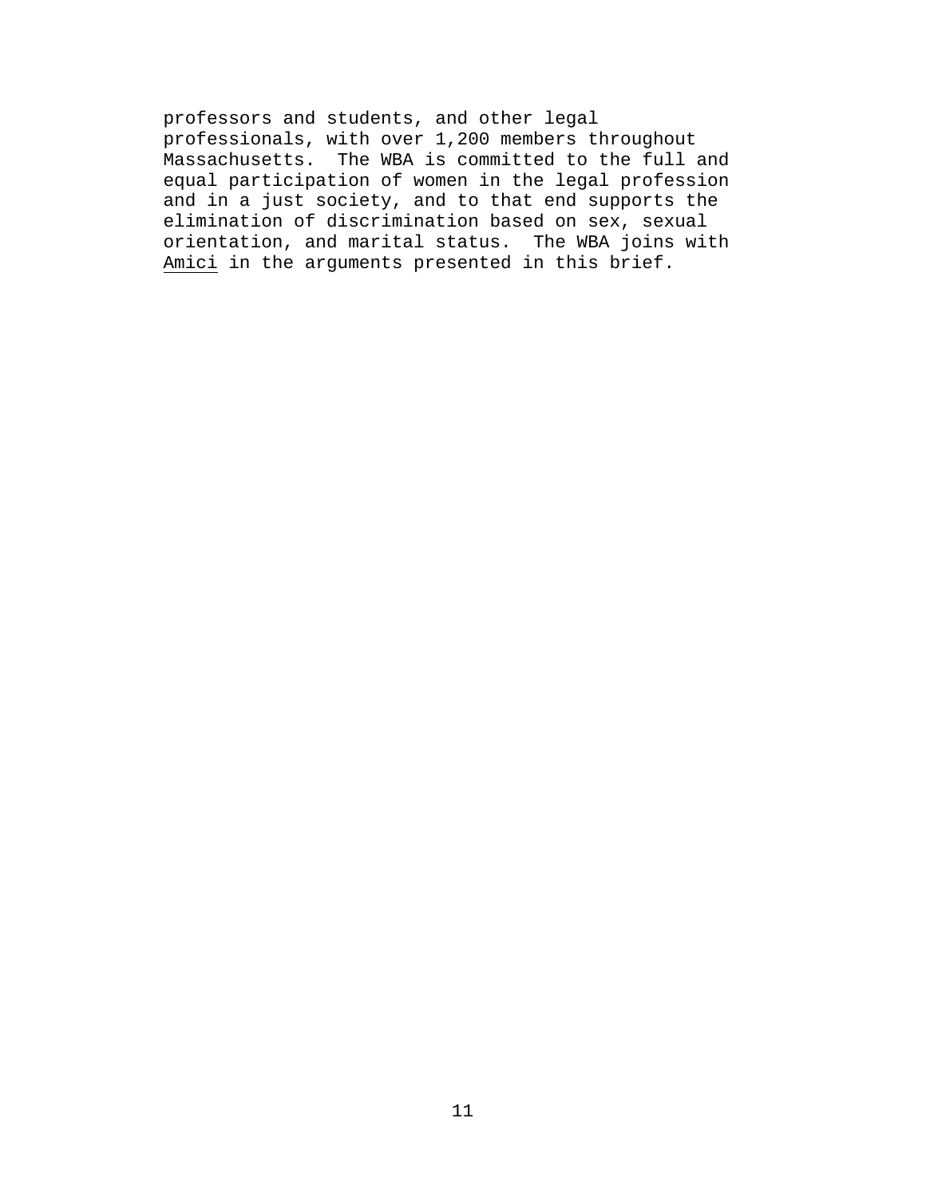professors and students, and other legal professionals, with over 1,200 members throughout Massachusetts. The WBA is committed to the full and equal participation of women in the legal profession and in a just society, and to that end supports the elimination of discrimination based on sex, sexual orientation, and marital status. The WBA joins with Amici in the arguments presented in this brief.